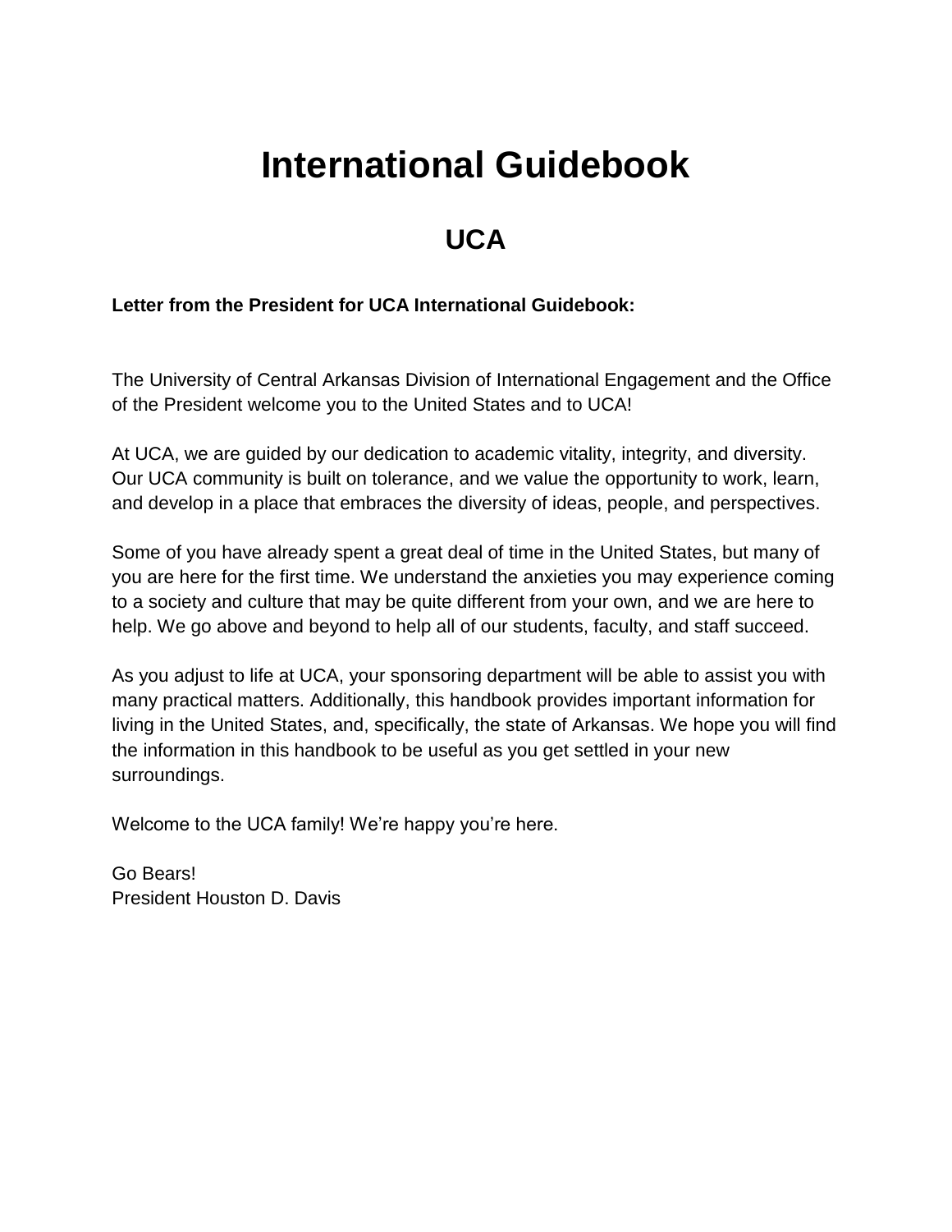# International Guidebook

## UCA

**Letter from the President for UCA International Guidebook:**

The University of Central Arkansas Division of International Engagement and the Office of the President welcome you to the United States and to UCA!

At UCA, we are guided by our dedication to academic vitality, integrity, and diversity. Our UCA community is built on tolerance, and we value the opportunity to work, learn, and develop in a place that embraces the diversity of ideas, people, and perspectives.

Some of you have already spent a great deal of time in the United States, but many of you are here for the first time. We understand the anxieties you may experience coming to a society and culture that may be quite different from your own, and we are here to help. We go above and beyond to help all of our students, faculty, and staff succeed.

As you adjust to life at UCA, your sponsoring department will be able to assist you with many practical matters. Additionally, this handbook provides important information for living in the United States, and, specifically, the state of Arkansas. We hope you will find the information in this handbook to be useful as you get settled in your new surroundings.

Welcome to the UCA family! We're happy you're here.

Go Bears!
President Houston D. Davis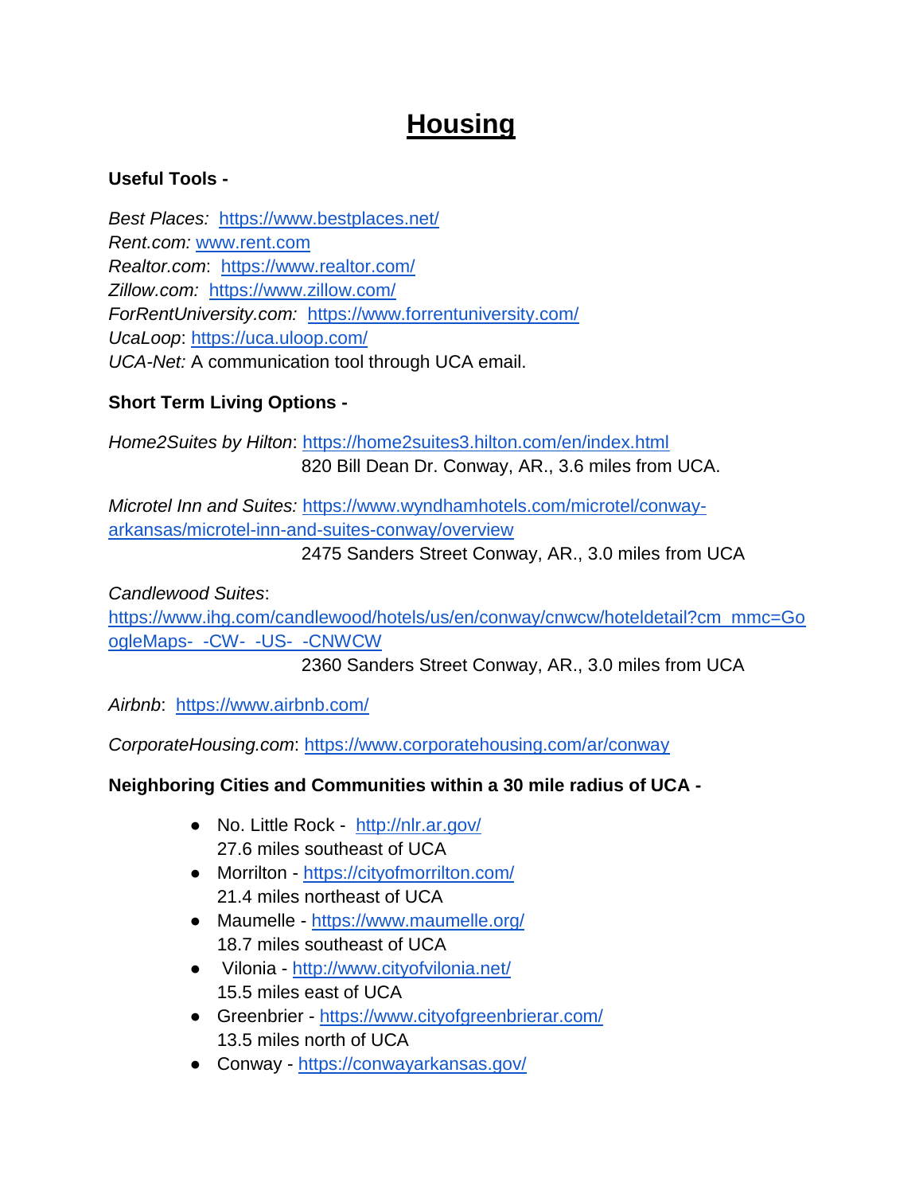# Housing

**Useful Tools -**

*Best Places:* https://www.bestplaces.net/
*Rent.com:* www.rent.com
*Realtor.com*: https://www.realtor.com/
*Zillow.com:* https://www.zillow.com/
*ForRentUniversity.com:* https://www.forrentuniversity.com/
*UcaLoop*: https://uca.uloop.com/
*UCA-Net:* A communication tool through UCA email.

**Short Term Living Options -**

*Home2Suites by Hilton*: https://home2suites3.hilton.com/en/index.html
820 Bill Dean Dr. Conway, AR., 3.6 miles from UCA.

*Microtel Inn and Suites:* https://www.wyndhamhotels.com/microtel/conway-arkansas/microtel-inn-and-suites-conway/overview
2475 Sanders Street Conway, AR., 3.0 miles from UCA

*Candlewood Suites*:
https://www.ihg.com/candlewood/hotels/us/en/conway/cnwcw/hoteldetail?cm_mmc=GoogleMaps-_-CW-_-US-_-CNWCW
2360 Sanders Street Conway, AR., 3.0 miles from UCA

*Airbnb*: https://www.airbnb.com/

*CorporateHousing.com*: https://www.corporatehousing.com/ar/conway

**Neighboring Cities and Communities within a 30 mile radius of UCA -**

- No. Little Rock - http://nlr.ar.gov/
  27.6 miles southeast of UCA
- Morrilton - https://cityofmorrilton.com/
  21.4 miles northeast of UCA
- Maumelle - https://www.maumelle.org/
  18.7 miles southeast of UCA
- Vilonia - http://www.cityofvilonia.net/
  15.5 miles east of UCA
- Greenbrier - https://www.cityofgreenbrierar.com/
  13.5 miles north of UCA
- Conway - https://conwayarkansas.gov/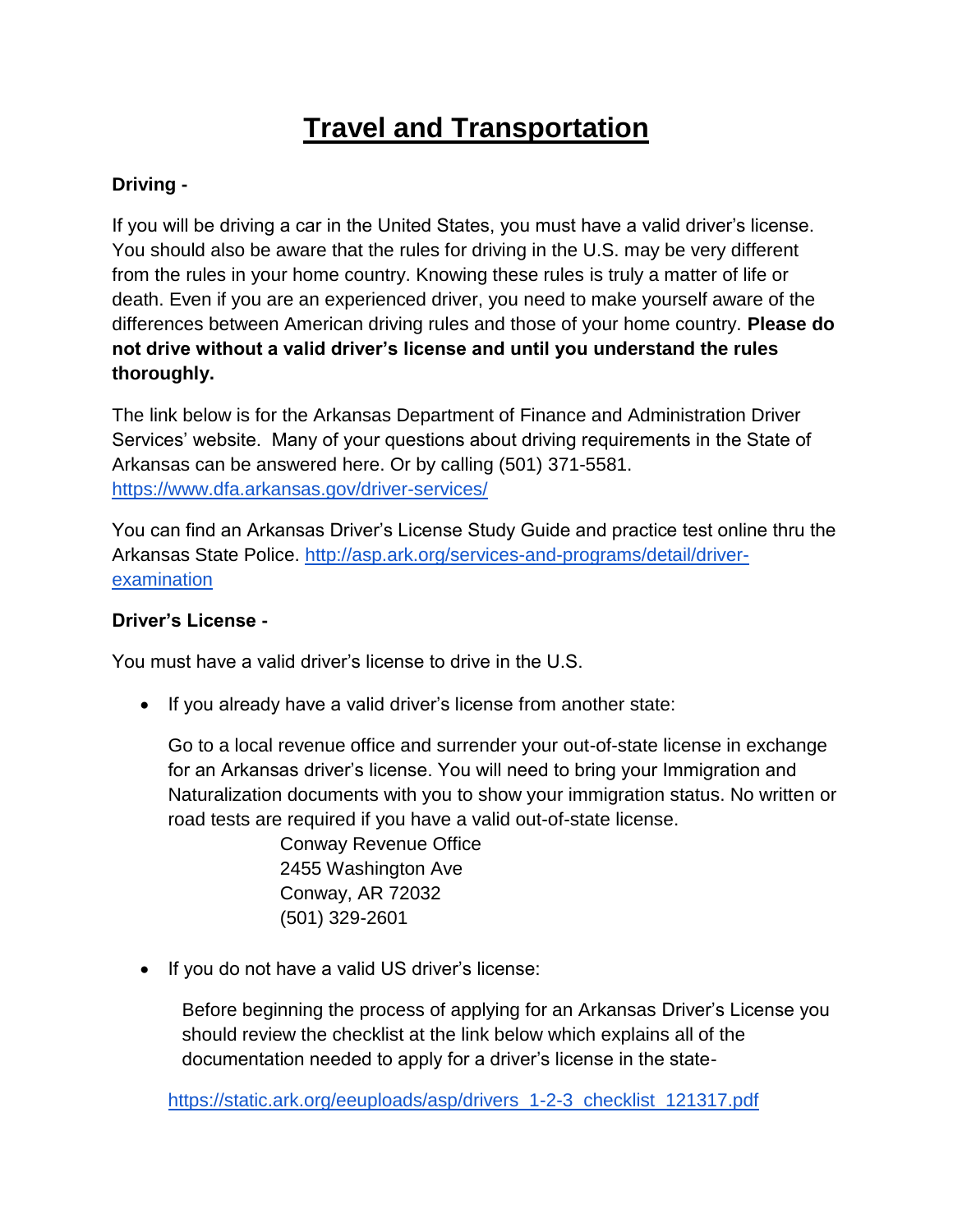# Travel and Transportation

**Driving -**

If you will be driving a car in the United States, you must have a valid driver's license. You should also be aware that the rules for driving in the U.S. may be very different from the rules in your home country. Knowing these rules is truly a matter of life or death. Even if you are an experienced driver, you need to make yourself aware of the differences between American driving rules and those of your home country. **Please do not drive without a valid driver's license and until you understand the rules thoroughly.**

The link below is for the Arkansas Department of Finance and Administration Driver Services' website. Many of your questions about driving requirements in the State of Arkansas can be answered here. Or by calling (501) 371-5581. https://www.dfa.arkansas.gov/driver-services/

You can find an Arkansas Driver's License Study Guide and practice test online thru the Arkansas State Police. http://asp.ark.org/services-and-programs/detail/driver-examination

**Driver's License -**

You must have a valid driver's license to drive in the U.S.

- If you already have a valid driver's license from another state:

  Go to a local revenue office and surrender your out-of-state license in exchange for an Arkansas driver's license. You will need to bring your Immigration and Naturalization documents with you to show your immigration status. No written or road tests are required if you have a valid out-of-state license.

  Conway Revenue Office
  2455 Washington Ave
  Conway, AR 72032
  (501) 329-2601

- If you do not have a valid US driver's license:

  Before beginning the process of applying for an Arkansas Driver's License you should review the checklist at the link below which explains all of the documentation needed to apply for a driver's license in the state-

  https://static.ark.org/eeuploads/asp/drivers_1-2-3_checklist_121317.pdf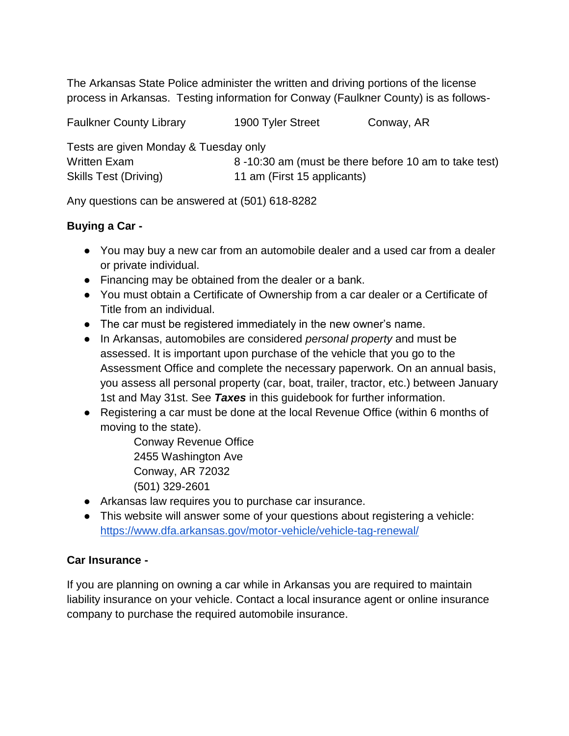The Arkansas State Police administer the written and driving portions of the license process in Arkansas. Testing information for Conway (Faulkner County) is as follows-

Faulkner County Library    1900 Tyler Street    Conway, AR

Tests are given Monday & Tuesday only

| | |
|---|---|
| Written Exam | 8 -10:30 am (must be there before 10 am to take test) |
| Skills Test (Driving) | 11 am (First 15 applicants) |

Any questions can be answered at (501) 618-8282

**Buying a Car -**

- You may buy a new car from an automobile dealer and a used car from a dealer or private individual.
- Financing may be obtained from the dealer or a bank.
- You must obtain a Certificate of Ownership from a car dealer or a Certificate of Title from an individual.
- The car must be registered immediately in the new owner's name.
- In Arkansas, automobiles are considered *personal property* and must be assessed. It is important upon purchase of the vehicle that you go to the Assessment Office and complete the necessary paperwork. On an annual basis, you assess all personal property (car, boat, trailer, tractor, etc.) between January 1st and May 31st. See ***Taxes*** in this guidebook for further information.
- Registering a car must be done at the local Revenue Office (within 6 months of moving to the state).

  Conway Revenue Office
  2455 Washington Ave
  Conway, AR 72032
  (501) 329-2601

- Arkansas law requires you to purchase car insurance.
- This website will answer some of your questions about registering a vehicle: [https://www.dfa.arkansas.gov/motor-vehicle/vehicle-tag-renewal/](https://www.dfa.arkansas.gov/motor-vehicle/vehicle-tag-renewal/)

**Car Insurance -**

If you are planning on owning a car while in Arkansas you are required to maintain liability insurance on your vehicle. Contact a local insurance agent or online insurance company to purchase the required automobile insurance.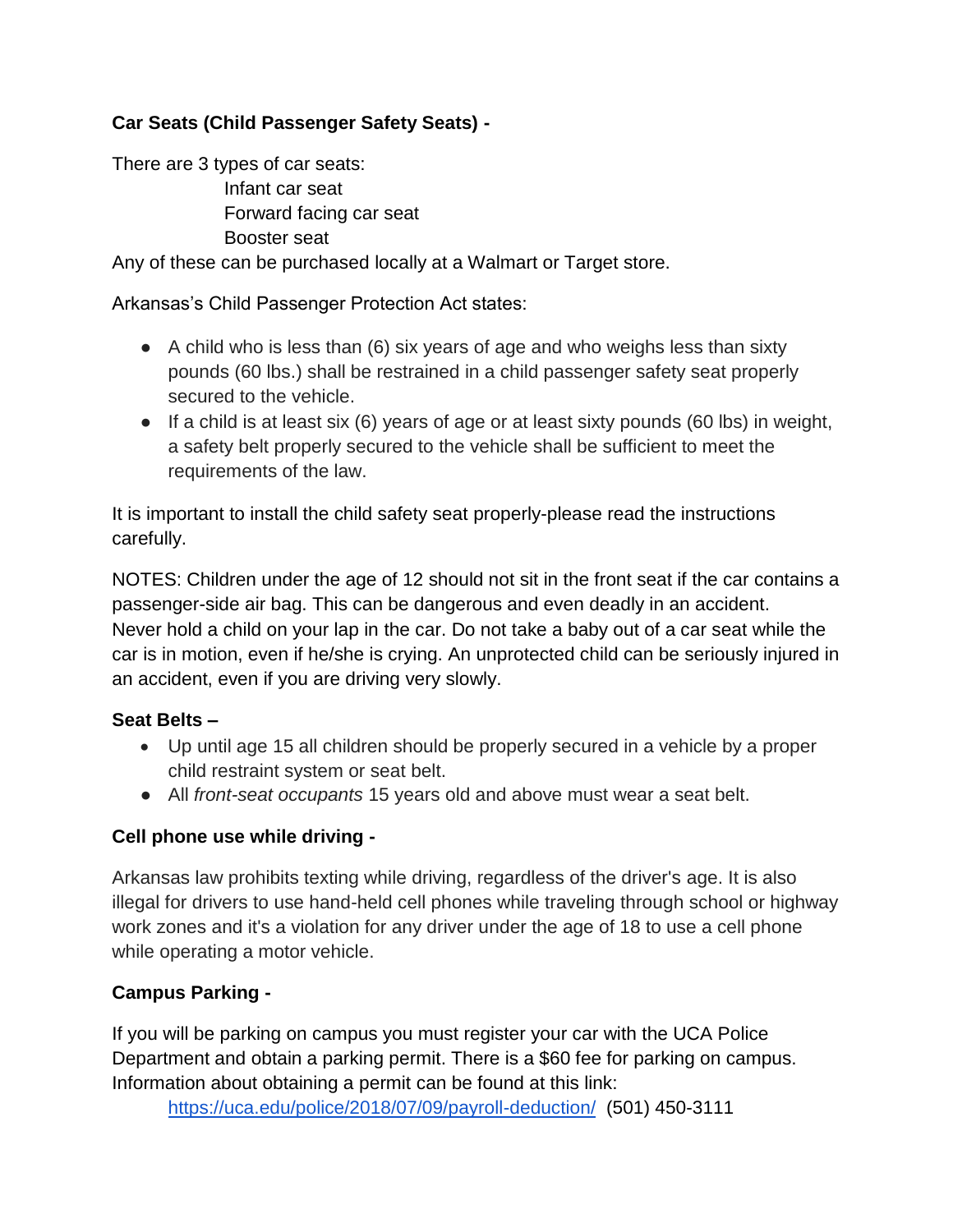**Car Seats (Child Passenger Safety Seats) -**

There are 3 types of car seats:

- Infant car seat
- Forward facing car seat
- Booster seat

Any of these can be purchased locally at a Walmart or Target store.

Arkansas's Child Passenger Protection Act states:

- A child who is less than (6) six years of age and who weighs less than sixty pounds (60 lbs.) shall be restrained in a child passenger safety seat properly secured to the vehicle.
- If a child is at least six (6) years of age or at least sixty pounds (60 lbs) in weight, a safety belt properly secured to the vehicle shall be sufficient to meet the requirements of the law.

It is important to install the child safety seat properly-please read the instructions carefully.

NOTES: Children under the age of 12 should not sit in the front seat if the car contains a passenger-side air bag. This can be dangerous and even deadly in an accident. Never hold a child on your lap in the car. Do not take a baby out of a car seat while the car is in motion, even if he/she is crying. An unprotected child can be seriously injured in an accident, even if you are driving very slowly.

**Seat Belts –**

- Up until age 15 all children should be properly secured in a vehicle by a proper child restraint system or seat belt.
- All *front-seat occupants* 15 years old and above must wear a seat belt.

**Cell phone use while driving -**

Arkansas law prohibits texting while driving, regardless of the driver's age. It is also illegal for drivers to use hand-held cell phones while traveling through school or highway work zones and it's a violation for any driver under the age of 18 to use a cell phone while operating a motor vehicle.

**Campus Parking -**

If you will be parking on campus you must register your car with the UCA Police Department and obtain a parking permit. There is a $60 fee for parking on campus. Information about obtaining a permit can be found at this link:

[https://uca.edu/police/2018/07/09/payroll-deduction/](https://uca.edu/police/2018/07/09/payroll-deduction/) (501) 450-3111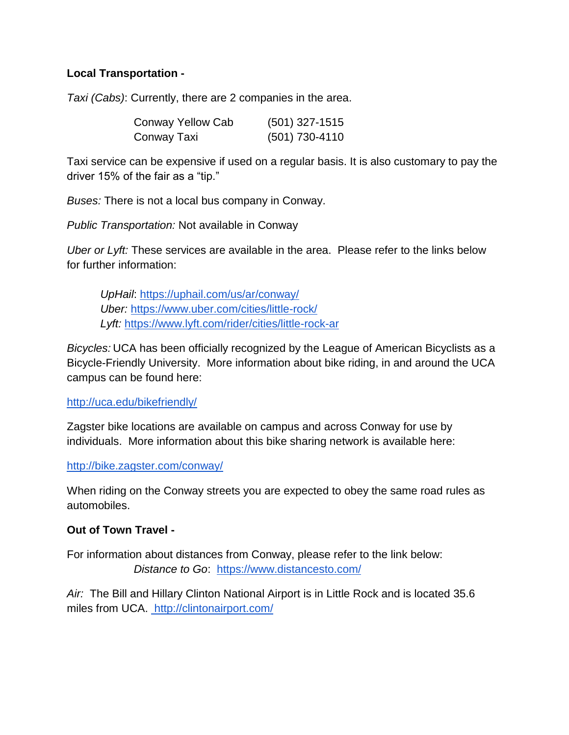**Local Transportation -**

*Taxi (Cabs)*: Currently, there are 2 companies in the area.

| | |
|---|---|
| Conway Yellow Cab | (501) 327-1515 |
| Conway Taxi | (501) 730-4110 |

Taxi service can be expensive if used on a regular basis. It is also customary to pay the driver 15% of the fair as a "tip."

*Buses:* There is not a local bus company in Conway.

*Public Transportation:* Not available in Conway

*Uber or Lyft:* These services are available in the area. Please refer to the links below for further information:

*UpHail*: https://uphail.com/us/ar/conway/
*Uber:* https://www.uber.com/cities/little-rock/
*Lyft:* https://www.lyft.com/rider/cities/little-rock-ar

*Bicycles:* UCA has been officially recognized by the League of American Bicyclists as a Bicycle-Friendly University. More information about bike riding, in and around the UCA campus can be found here:

http://uca.edu/bikefriendly/

Zagster bike locations are available on campus and across Conway for use by individuals. More information about this bike sharing network is available here:

http://bike.zagster.com/conway/

When riding on the Conway streets you are expected to obey the same road rules as automobiles.

**Out of Town Travel -**

For information about distances from Conway, please refer to the link below:
*Distance to Go*: https://www.distancesto.com/

*Air:* The Bill and Hillary Clinton National Airport is in Little Rock and is located 35.6 miles from UCA. http://clintonairport.com/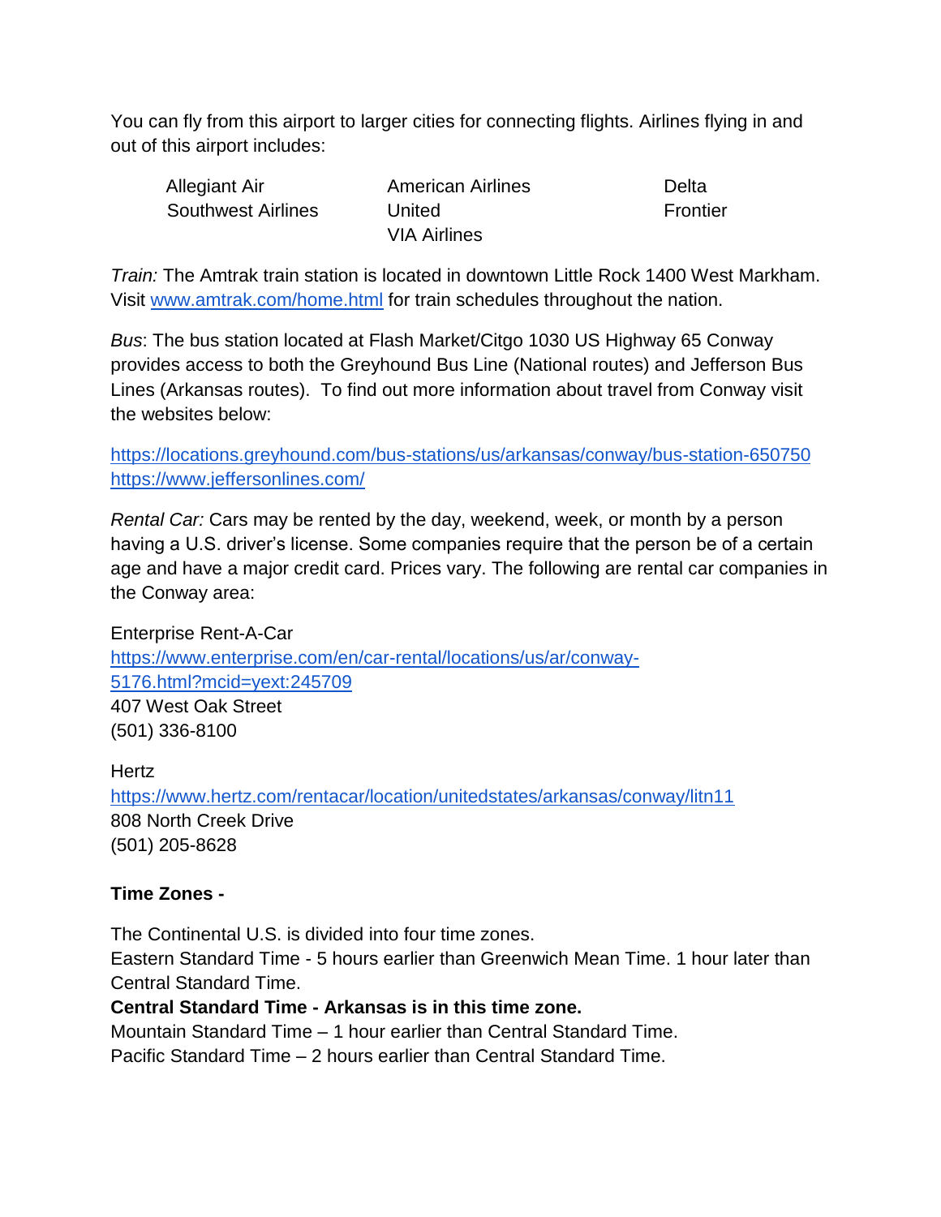You can fly from this airport to larger cities for connecting flights. Airlines flying in and out of this airport includes:

| | | |
|---|---|---|
| Allegiant Air | American Airlines | Delta |
| Southwest Airlines | United | Frontier |
| | VIA Airlines | |

*Train:* The Amtrak train station is located in downtown Little Rock 1400 West Markham. Visit [www.amtrak.com/home.html](www.amtrak.com/home.html) for train schedules throughout the nation.

*Bus*: The bus station located at Flash Market/Citgo 1030 US Highway 65 Conway provides access to both the Greyhound Bus Line (National routes) and Jefferson Bus Lines (Arkansas routes). To find out more information about travel from Conway visit the websites below:

https://locations.greyhound.com/bus-stations/us/arkansas/conway/bus-station-650750
https://www.jeffersonlines.com/

*Rental Car:* Cars may be rented by the day, weekend, week, or month by a person having a U.S. driver's license. Some companies require that the person be of a certain age and have a major credit card. Prices vary. The following are rental car companies in the Conway area:

Enterprise Rent-A-Car
https://www.enterprise.com/en/car-rental/locations/us/ar/conway-5176.html?mcid=yext:245709
407 West Oak Street
(501) 336-8100

Hertz
https://www.hertz.com/rentacar/location/unitedstates/arkansas/conway/litn11
808 North Creek Drive
(501) 205-8628

**Time Zones -**

The Continental U.S. is divided into four time zones.
Eastern Standard Time - 5 hours earlier than Greenwich Mean Time. 1 hour later than Central Standard Time.
**Central Standard Time - Arkansas is in this time zone.**
Mountain Standard Time – 1 hour earlier than Central Standard Time.
Pacific Standard Time – 2 hours earlier than Central Standard Time.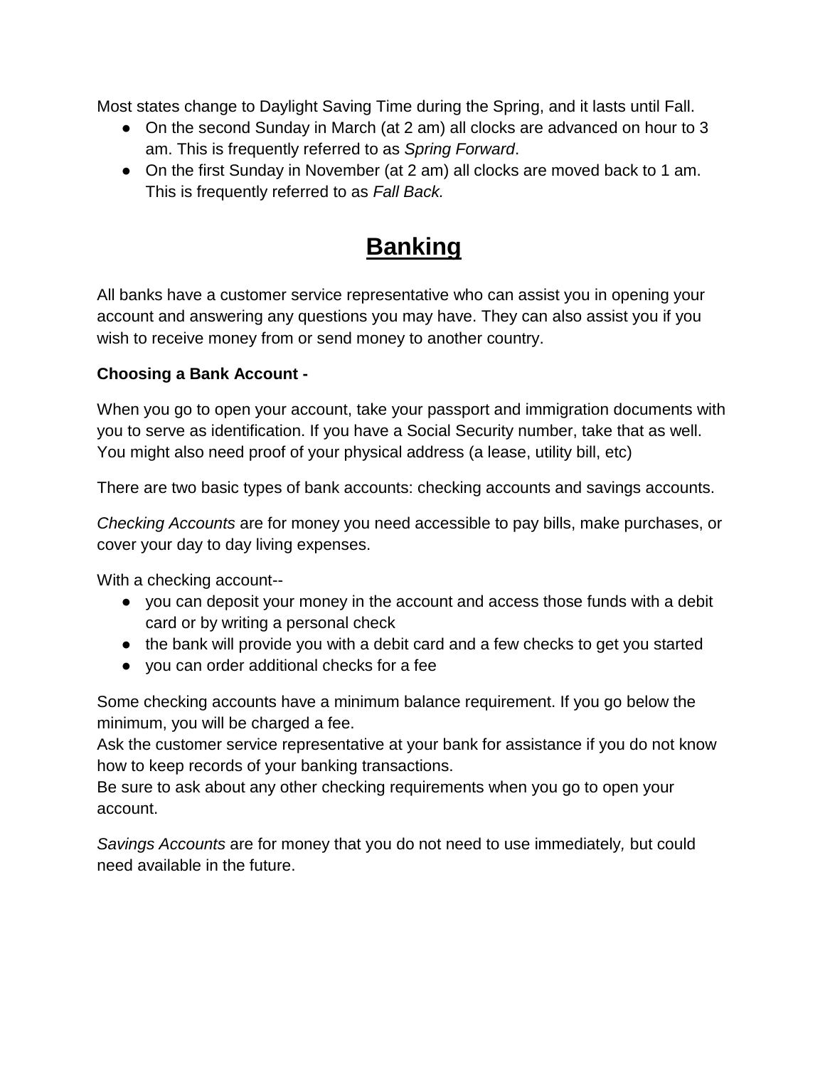Most states change to Daylight Saving Time during the Spring, and it lasts until Fall.

- On the second Sunday in March (at 2 am) all clocks are advanced on hour to 3 am. This is frequently referred to as *Spring Forward*.
- On the first Sunday in November (at 2 am) all clocks are moved back to 1 am. This is frequently referred to as *Fall Back.*

# Banking

All banks have a customer service representative who can assist you in opening your account and answering any questions you may have. They can also assist you if you wish to receive money from or send money to another country.

**Choosing a Bank Account -**

When you go to open your account, take your passport and immigration documents with you to serve as identification. If you have a Social Security number, take that as well. You might also need proof of your physical address (a lease, utility bill, etc)

There are two basic types of bank accounts: checking accounts and savings accounts.

*Checking Accounts* are for money you need accessible to pay bills, make purchases, or cover your day to day living expenses.

With a checking account--

- you can deposit your money in the account and access those funds with a debit card or by writing a personal check
- the bank will provide you with a debit card and a few checks to get you started
- you can order additional checks for a fee

Some checking accounts have a minimum balance requirement. If you go below the minimum, you will be charged a fee.
Ask the customer service representative at your bank for assistance if you do not know how to keep records of your banking transactions.
Be sure to ask about any other checking requirements when you go to open your account.

*Savings Accounts* are for money that you do not need to use immediately, but could need available in the future.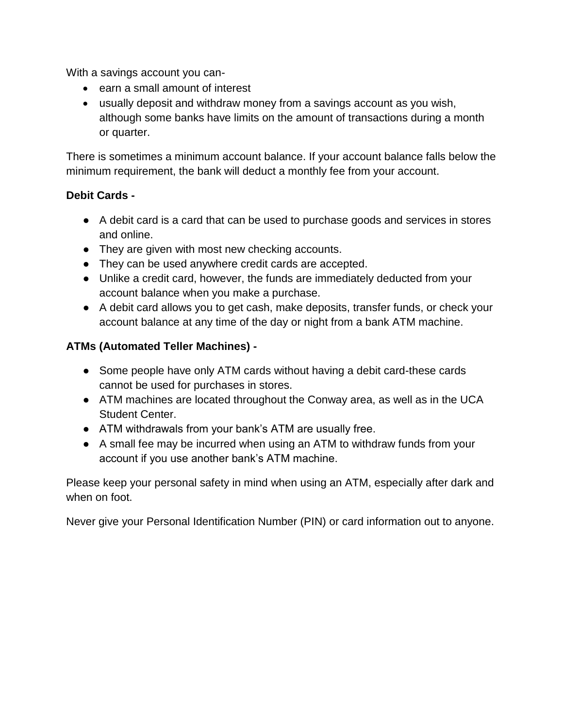With a savings account you can-

- earn a small amount of interest
- usually deposit and withdraw money from a savings account as you wish, although some banks have limits on the amount of transactions during a month or quarter.

There is sometimes a minimum account balance. If your account balance falls below the minimum requirement, the bank will deduct a monthly fee from your account.

**Debit Cards -**

- A debit card is a card that can be used to purchase goods and services in stores and online.
- They are given with most new checking accounts.
- They can be used anywhere credit cards are accepted.
- Unlike a credit card, however, the funds are immediately deducted from your account balance when you make a purchase.
- A debit card allows you to get cash, make deposits, transfer funds, or check your account balance at any time of the day or night from a bank ATM machine.

**ATMs (Automated Teller Machines) -**

- Some people have only ATM cards without having a debit card-these cards cannot be used for purchases in stores.
- ATM machines are located throughout the Conway area, as well as in the UCA Student Center.
- ATM withdrawals from your bank's ATM are usually free.
- A small fee may be incurred when using an ATM to withdraw funds from your account if you use another bank's ATM machine.

Please keep your personal safety in mind when using an ATM, especially after dark and when on foot.

Never give your Personal Identification Number (PIN) or card information out to anyone.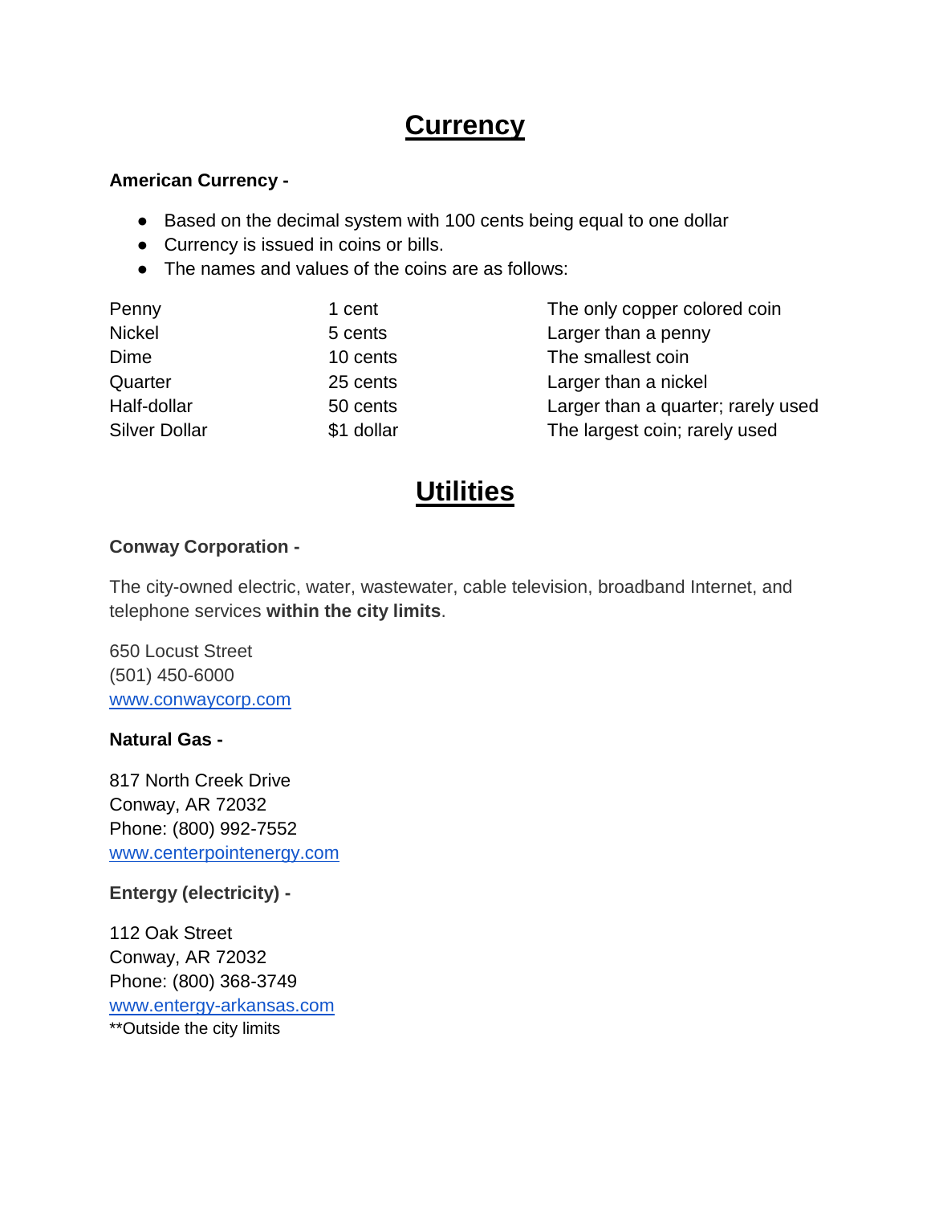# Currency

**American Currency -**

- Based on the decimal system with 100 cents being equal to one dollar
- Currency is issued in coins or bills.
- The names and values of the coins are as follows:

| | | |
|---|---|---|
| Penny | 1 cent | The only copper colored coin |
| Nickel | 5 cents | Larger than a penny |
| Dime | 10 cents | The smallest coin |
| Quarter | 25 cents | Larger than a nickel |
| Half-dollar | 50 cents | Larger than a quarter; rarely used |
| Silver Dollar | $1 dollar | The largest coin; rarely used |

# Utilities

**Conway Corporation -**

The city-owned electric, water, wastewater, cable television, broadband Internet, and telephone services **within the city limits**.

650 Locust Street
(501) 450-6000
www.conwaycorp.com

**Natural Gas -**

817 North Creek Drive
Conway, AR 72032
Phone: (800) 992-7552
www.centerpointenergy.com

**Entergy (electricity) -**

112 Oak Street
Conway, AR 72032
Phone: (800) 368-3749
www.entergy-arkansas.com
**Outside the city limits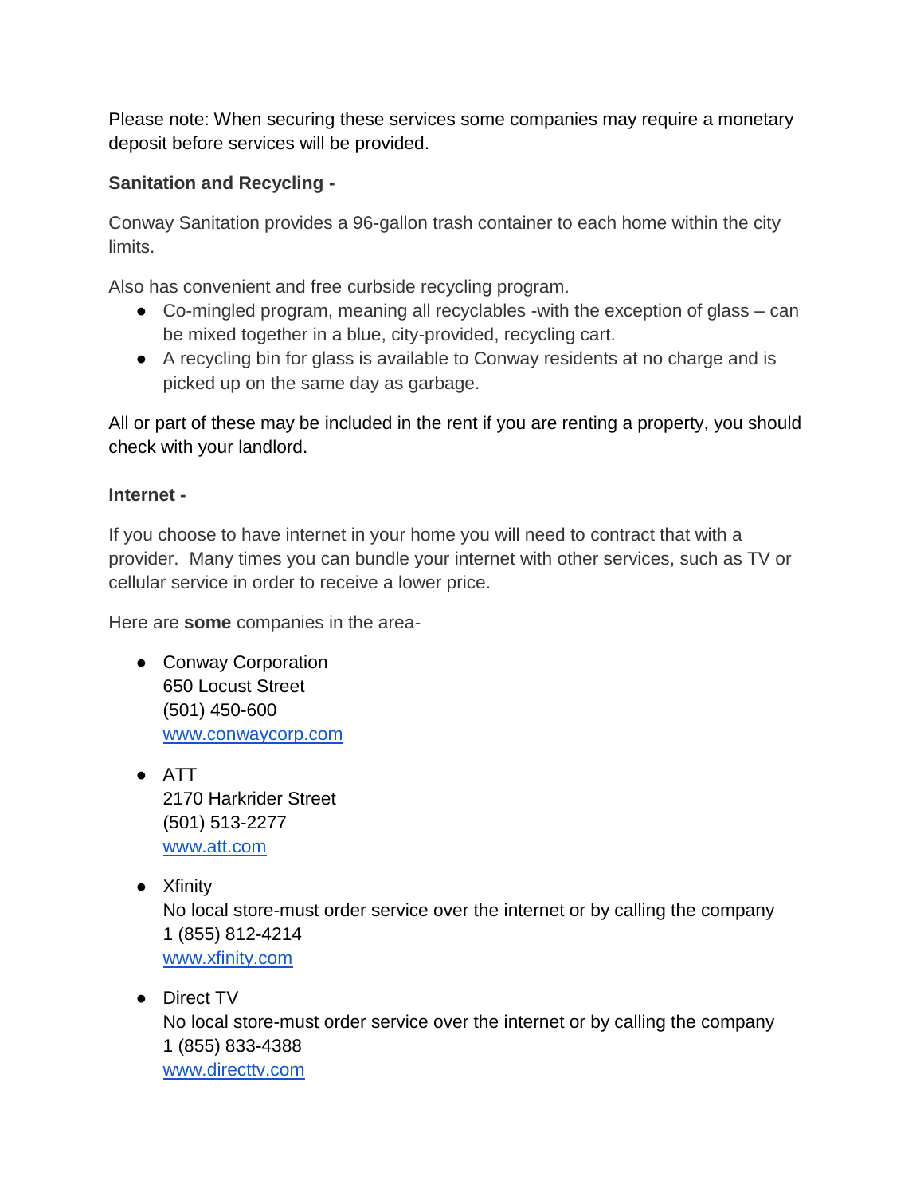Please note: When securing these services some companies may require a monetary deposit before services will be provided.

**Sanitation and Recycling -**

Conway Sanitation provides a 96-gallon trash container to each home within the city limits.

Also has convenient and free curbside recycling program.

- Co-mingled program, meaning all recyclables -with the exception of glass – can be mixed together in a blue, city-provided, recycling cart.
- A recycling bin for glass is available to Conway residents at no charge and is picked up on the same day as garbage.

All or part of these may be included in the rent if you are renting a property, you should check with your landlord.

**Internet -**

If you choose to have internet in your home you will need to contract that with a provider. Many times you can bundle your internet with other services, such as TV or cellular service in order to receive a lower price.

Here are **some** companies in the area-

- Conway Corporation
  650 Locust Street
  (501) 450-600
  [www.conwaycorp.com](http://www.conwaycorp.com)

- ATT
  2170 Harkrider Street
  (501) 513-2277
  [www.att.com](http://www.att.com)

- Xfinity
  No local store-must order service over the internet or by calling the company
  1 (855) 812-4214
  [www.xfinity.com](http://www.xfinity.com)

- Direct TV
  No local store-must order service over the internet or by calling the company
  1 (855) 833-4388
  [www.directtv.com](http://www.directtv.com)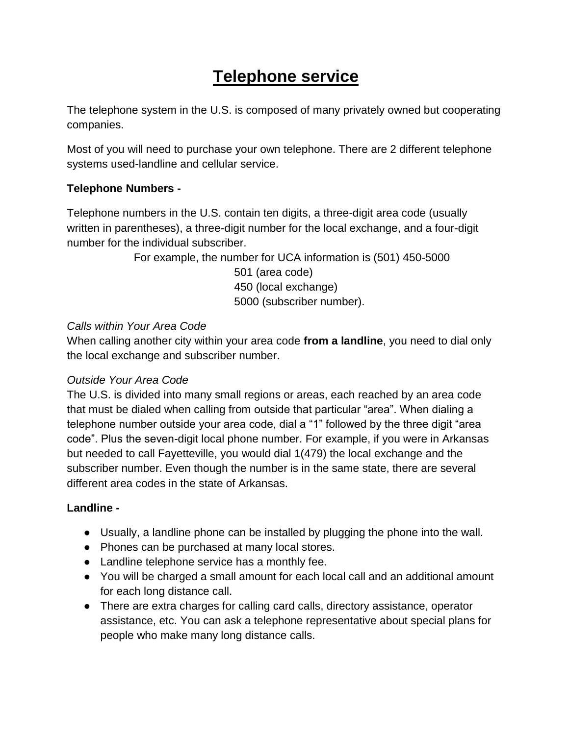# Telephone service

The telephone system in the U.S. is composed of many privately owned but cooperating companies.

Most of you will need to purchase your own telephone. There are 2 different telephone systems used-landline and cellular service.

**Telephone Numbers -**

Telephone numbers in the U.S. contain ten digits, a three-digit area code (usually written in parentheses), a three-digit number for the local exchange, and a four-digit number for the individual subscriber.

For example, the number for UCA information is (501) 450-5000
501 (area code)
450 (local exchange)
5000 (subscriber number).

*Calls within Your Area Code*
When calling another city within your area code **from a landline**, you need to dial only the local exchange and subscriber number.

*Outside Your Area Code*
The U.S. is divided into many small regions or areas, each reached by an area code that must be dialed when calling from outside that particular "area". When dialing a telephone number outside your area code, dial a "1" followed by the three digit "area code". Plus the seven-digit local phone number. For example, if you were in Arkansas but needed to call Fayetteville, you would dial 1(479) the local exchange and the subscriber number. Even though the number is in the same state, there are several different area codes in the state of Arkansas.

**Landline -**

- Usually, a landline phone can be installed by plugging the phone into the wall.
- Phones can be purchased at many local stores.
- Landline telephone service has a monthly fee.
- You will be charged a small amount for each local call and an additional amount for each long distance call.
- There are extra charges for calling card calls, directory assistance, operator assistance, etc. You can ask a telephone representative about special plans for people who make many long distance calls.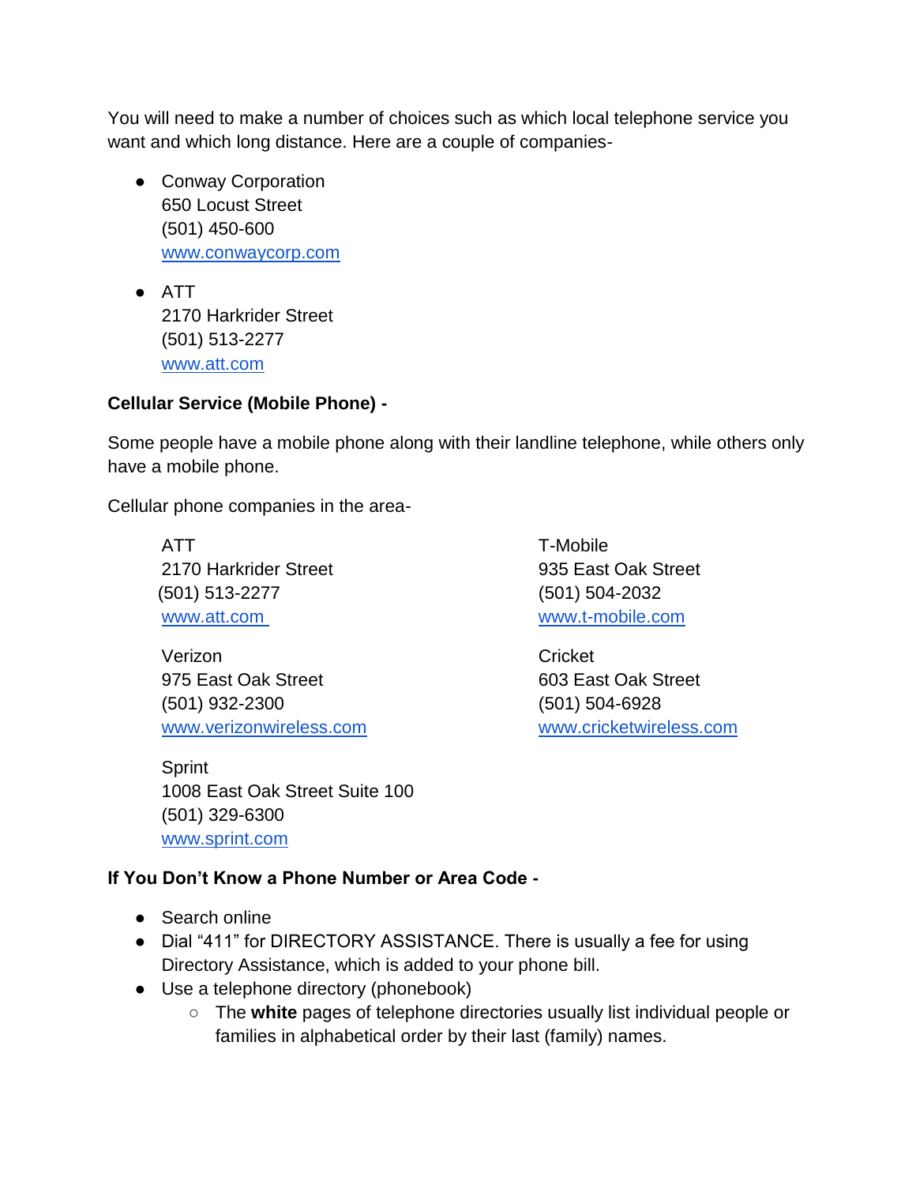You will need to make a number of choices such as which local telephone service you want and which long distance. Here are a couple of companies-

- Conway Corporation
  650 Locust Street
  (501) 450-600
  www.conwaycorp.com

- ATT
  2170 Harkrider Street
  (501) 513-2277
  www.att.com

**Cellular Service (Mobile Phone) -**

Some people have a mobile phone along with their landline telephone, while others only have a mobile phone.

Cellular phone companies in the area-

ATT
2170 Harkrider Street
(501) 513-2277
www.att.com

T-Mobile
935 East Oak Street
(501) 504-2032
www.t-mobile.com

Verizon
975 East Oak Street
(501) 932-2300
www.verizonwireless.com

Cricket
603 East Oak Street
(501) 504-6928
www.cricketwireless.com

Sprint
1008 East Oak Street Suite 100
(501) 329-6300
www.sprint.com

**If You Don't Know a Phone Number or Area Code -**

- Search online
- Dial "411" for DIRECTORY ASSISTANCE. There is usually a fee for using Directory Assistance, which is added to your phone bill.
- Use a telephone directory (phonebook)
  - The **white** pages of telephone directories usually list individual people or families in alphabetical order by their last (family) names.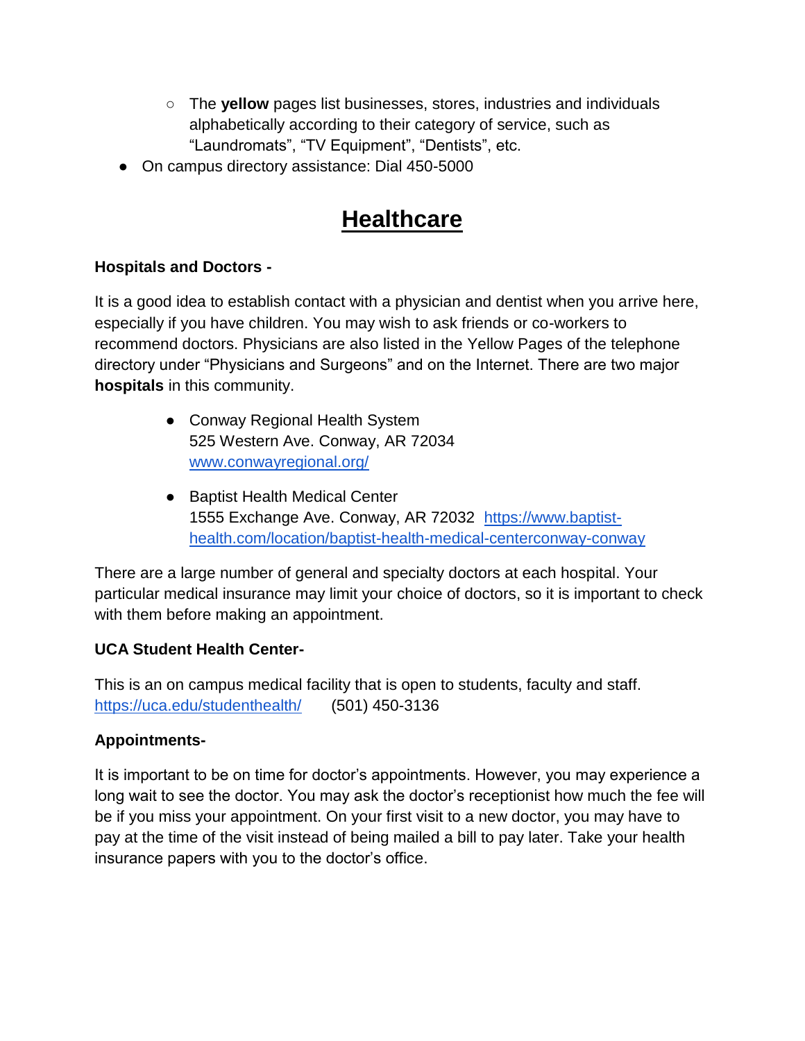- The **yellow** pages list businesses, stores, industries and individuals alphabetically according to their category of service, such as "Laundromats", "TV Equipment", "Dentists", etc.
- On campus directory assistance: Dial 450-5000

# Healthcare

**Hospitals and Doctors -**

It is a good idea to establish contact with a physician and dentist when you arrive here, especially if you have children. You may wish to ask friends or co-workers to recommend doctors. Physicians are also listed in the Yellow Pages of the telephone directory under "Physicians and Surgeons" and on the Internet. There are two major **hospitals** in this community.

- Conway Regional Health System
  525 Western Ave. Conway, AR 72034
  [www.conwayregional.org/](www.conwayregional.org/)

- Baptist Health Medical Center
  1555 Exchange Ave. Conway, AR 72032 [https://www.baptist-health.com/location/baptist-health-medical-centerconway-conway](https://www.baptist-health.com/location/baptist-health-medical-centerconway-conway)

There are a large number of general and specialty doctors at each hospital. Your particular medical insurance may limit your choice of doctors, so it is important to check with them before making an appointment.

**UCA Student Health Center-**

This is an on campus medical facility that is open to students, faculty and staff.
[https://uca.edu/studenthealth/](https://uca.edu/studenthealth/) (501) 450-3136

**Appointments-**

It is important to be on time for doctor's appointments. However, you may experience a long wait to see the doctor. You may ask the doctor's receptionist how much the fee will be if you miss your appointment. On your first visit to a new doctor, you may have to pay at the time of the visit instead of being mailed a bill to pay later. Take your health insurance papers with you to the doctor's office.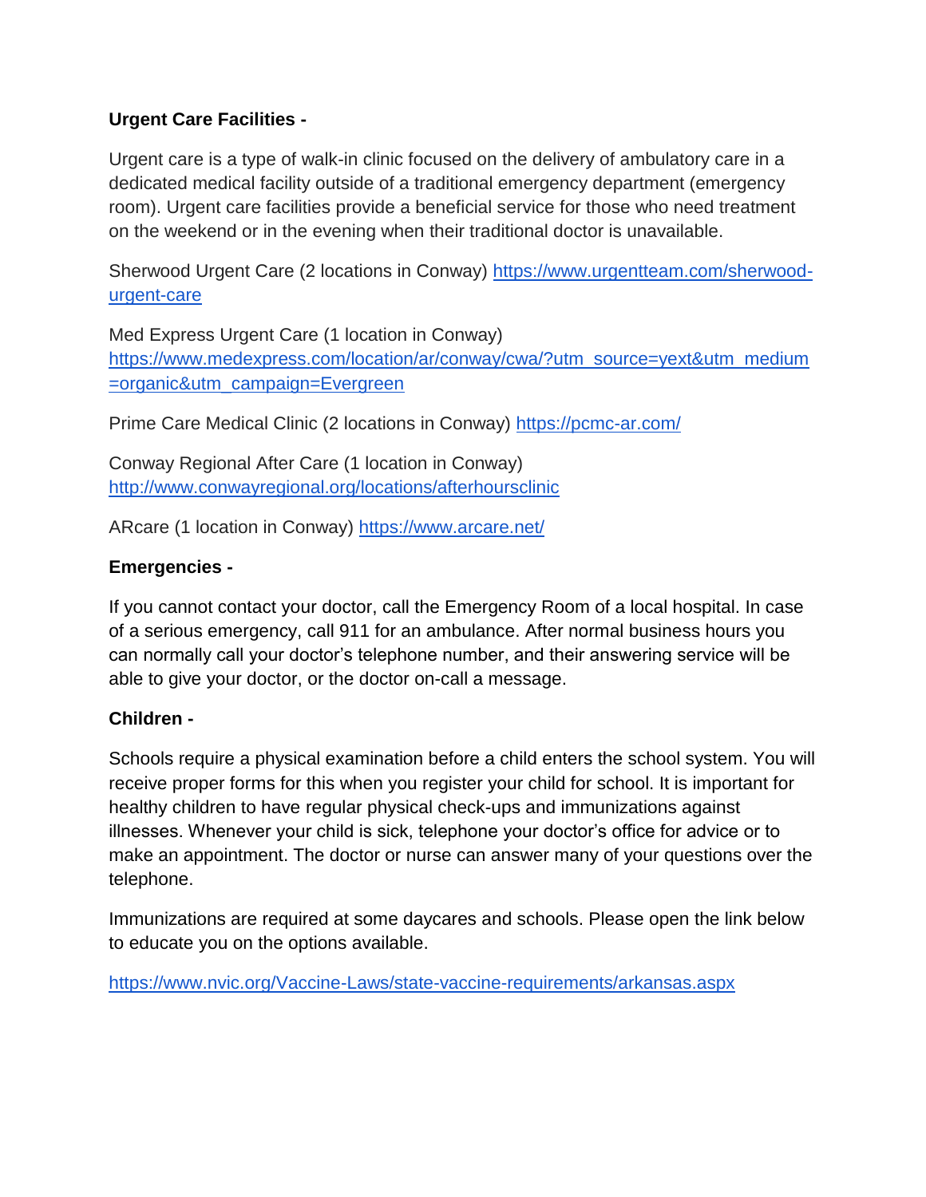**Urgent Care Facilities -**

Urgent care is a type of walk-in clinic focused on the delivery of ambulatory care in a dedicated medical facility outside of a traditional emergency department (emergency room). Urgent care facilities provide a beneficial service for those who need treatment on the weekend or in the evening when their traditional doctor is unavailable.

Sherwood Urgent Care (2 locations in Conway) https://www.urgentteam.com/sherwood-urgent-care

Med Express Urgent Care (1 location in Conway) https://www.medexpress.com/location/ar/conway/cwa/?utm_source=yext&utm_medium=organic&utm_campaign=Evergreen

Prime Care Medical Clinic (2 locations in Conway) https://pcmc-ar.com/

Conway Regional After Care (1 location in Conway) http://www.conwayregional.org/locations/afterhoursclinic

ARcare (1 location in Conway) https://www.arcare.net/

**Emergencies -**

If you cannot contact your doctor, call the Emergency Room of a local hospital. In case of a serious emergency, call 911 for an ambulance. After normal business hours you can normally call your doctor's telephone number, and their answering service will be able to give your doctor, or the doctor on-call a message.

**Children -**

Schools require a physical examination before a child enters the school system. You will receive proper forms for this when you register your child for school. It is important for healthy children to have regular physical check-ups and immunizations against illnesses. Whenever your child is sick, telephone your doctor's office for advice or to make an appointment. The doctor or nurse can answer many of your questions over the telephone.

Immunizations are required at some daycares and schools. Please open the link below to educate you on the options available.

https://www.nvic.org/Vaccine-Laws/state-vaccine-requirements/arkansas.aspx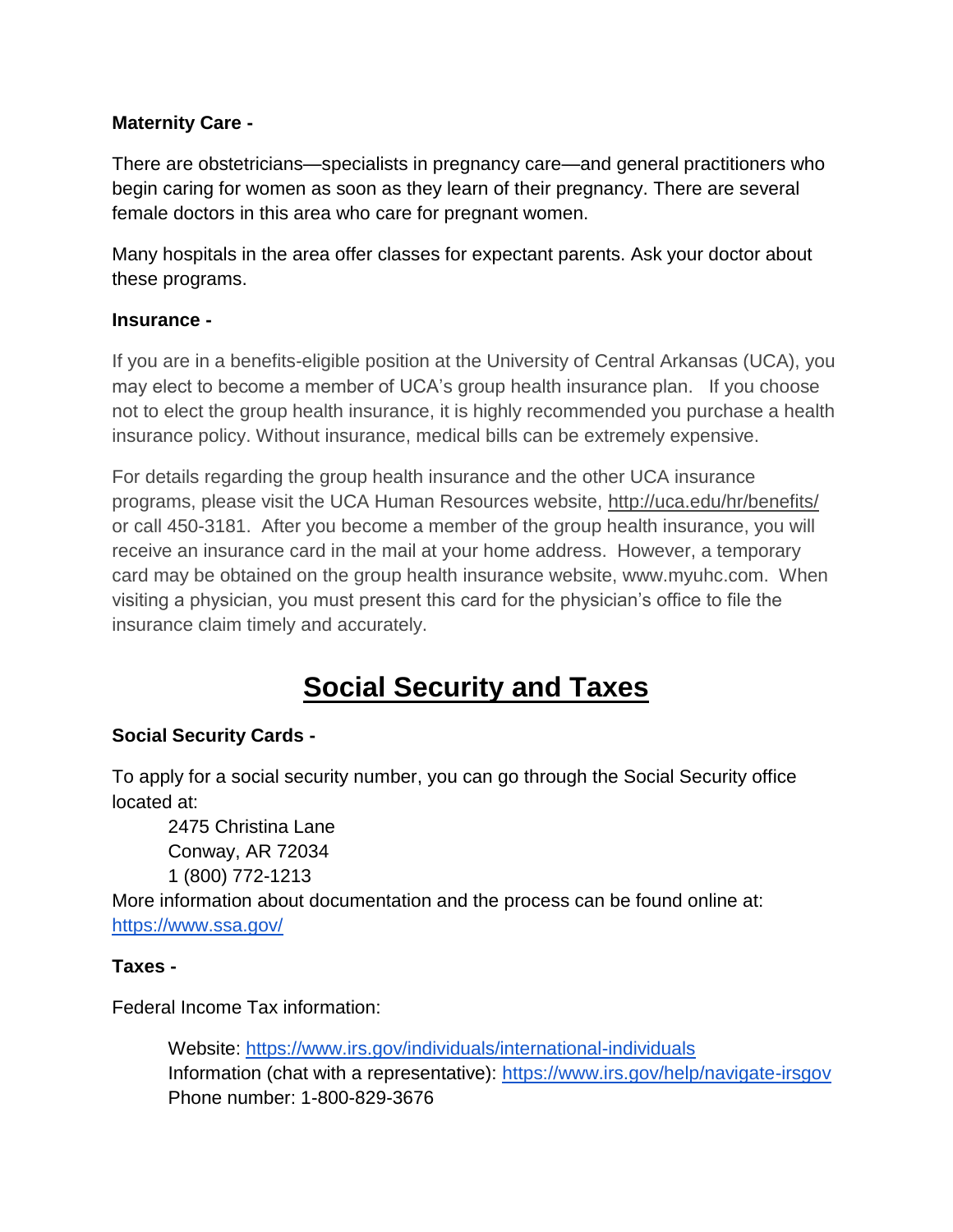**Maternity Care -**

There are obstetricians—specialists in pregnancy care—and general practitioners who begin caring for women as soon as they learn of their pregnancy. There are several female doctors in this area who care for pregnant women.

Many hospitals in the area offer classes for expectant parents. Ask your doctor about these programs.

**Insurance -**

If you are in a benefits-eligible position at the University of Central Arkansas (UCA), you may elect to become a member of UCA's group health insurance plan. If you choose not to elect the group health insurance, it is highly recommended you purchase a health insurance policy. Without insurance, medical bills can be extremely expensive.

For details regarding the group health insurance and the other UCA insurance programs, please visit the UCA Human Resources website, http://uca.edu/hr/benefits/ or call 450-3181. After you become a member of the group health insurance, you will receive an insurance card in the mail at your home address. However, a temporary card may be obtained on the group health insurance website, www.myuhc.com. When visiting a physician, you must present this card for the physician's office to file the insurance claim timely and accurately.

# Social Security and Taxes

**Social Security Cards -**

To apply for a social security number, you can go through the Social Security office located at:

2475 Christina Lane
Conway, AR 72034
1 (800) 772-1213

More information about documentation and the process can be found online at: https://www.ssa.gov/

**Taxes -**

Federal Income Tax information:

Website: https://www.irs.gov/individuals/international-individuals
Information (chat with a representative): https://www.irs.gov/help/navigate-irsgov
Phone number: 1-800-829-3676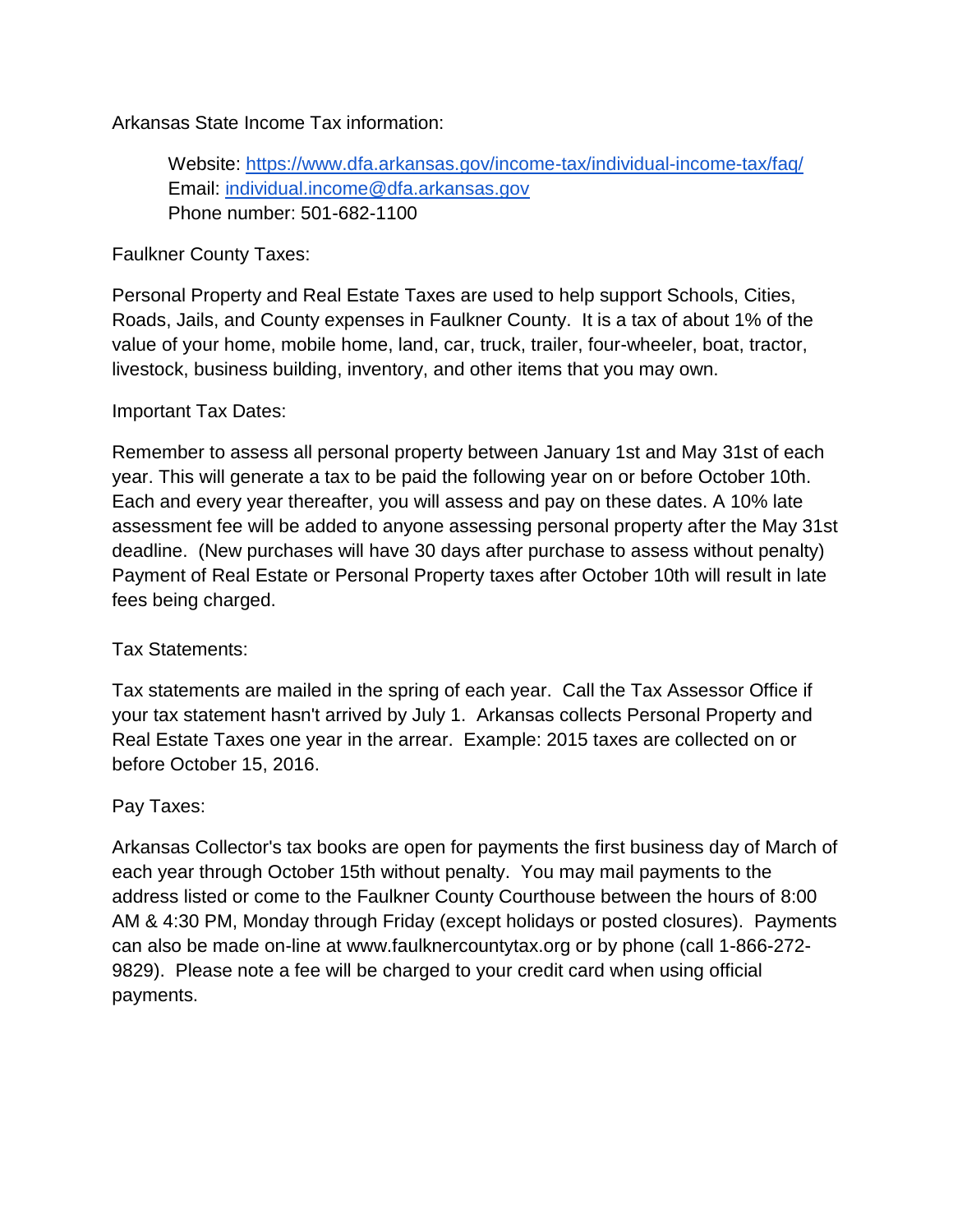Arkansas State Income Tax information:

Website: [https://www.dfa.arkansas.gov/income-tax/individual-income-tax/faq/](https://www.dfa.arkansas.gov/income-tax/individual-income-tax/faq/)
Email: [individual.income@dfa.arkansas.gov](mailto:individual.income@dfa.arkansas.gov)
Phone number: 501-682-1100

Faulkner County Taxes:

Personal Property and Real Estate Taxes are used to help support Schools, Cities, Roads, Jails, and County expenses in Faulkner County. It is a tax of about 1% of the value of your home, mobile home, land, car, truck, trailer, four-wheeler, boat, tractor, livestock, business building, inventory, and other items that you may own.

Important Tax Dates:

Remember to assess all personal property between January 1st and May 31st of each year. This will generate a tax to be paid the following year on or before October 10th. Each and every year thereafter, you will assess and pay on these dates. A 10% late assessment fee will be added to anyone assessing personal property after the May 31st deadline. (New purchases will have 30 days after purchase to assess without penalty) Payment of Real Estate or Personal Property taxes after October 10th will result in late fees being charged.

Tax Statements:

Tax statements are mailed in the spring of each year. Call the Tax Assessor Office if your tax statement hasn't arrived by July 1. Arkansas collects Personal Property and Real Estate Taxes one year in the arrear. Example: 2015 taxes are collected on or before October 15, 2016.

Pay Taxes:

Arkansas Collector's tax books are open for payments the first business day of March of each year through October 15th without penalty. You may mail payments to the address listed or come to the Faulkner County Courthouse between the hours of 8:00 AM & 4:30 PM, Monday through Friday (except holidays or posted closures). Payments can also be made on-line at www.faulknercountytax.org or by phone (call 1-866-272-9829). Please note a fee will be charged to your credit card when using official payments.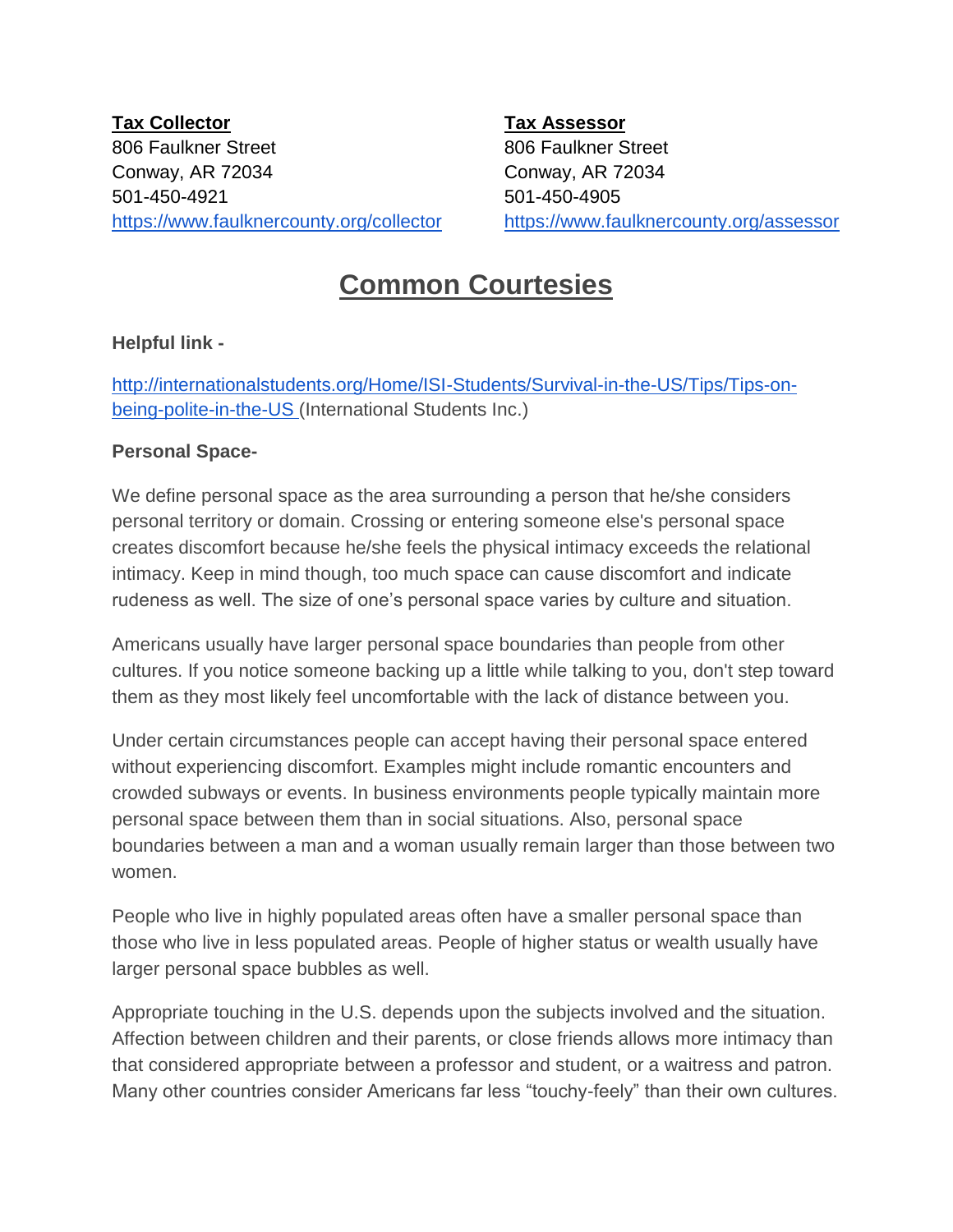**Tax Collector**
806 Faulkner Street
Conway, AR 72034
501-450-4921
[https://www.faulknercounty.org/collector](https://www.faulknercounty.org/collector)

**Tax Assessor**
806 Faulkner Street
Conway, AR 72034
501-450-4905
[https://www.faulknercounty.org/assessor](https://www.faulknercounty.org/assessor)

# Common Courtesies

**Helpful link -**

[http://internationalstudents.org/Home/ISI-Students/Survival-in-the-US/Tips/Tips-on-being-polite-in-the-US](http://internationalstudents.org/Home/ISI-Students/Survival-in-the-US/Tips/Tips-on-being-polite-in-the-US) (International Students Inc.)

**Personal Space-**

We define personal space as the area surrounding a person that he/she considers personal territory or domain. Crossing or entering someone else's personal space creates discomfort because he/she feels the physical intimacy exceeds the relational intimacy. Keep in mind though, too much space can cause discomfort and indicate rudeness as well. The size of one's personal space varies by culture and situation.

Americans usually have larger personal space boundaries than people from other cultures. If you notice someone backing up a little while talking to you, don't step toward them as they most likely feel uncomfortable with the lack of distance between you.

Under certain circumstances people can accept having their personal space entered without experiencing discomfort. Examples might include romantic encounters and crowded subways or events. In business environments people typically maintain more personal space between them than in social situations. Also, personal space boundaries between a man and a woman usually remain larger than those between two women.

People who live in highly populated areas often have a smaller personal space than those who live in less populated areas. People of higher status or wealth usually have larger personal space bubbles as well.

Appropriate touching in the U.S. depends upon the subjects involved and the situation. Affection between children and their parents, or close friends allows more intimacy than that considered appropriate between a professor and student, or a waitress and patron. Many other countries consider Americans far less "touchy-feely" than their own cultures.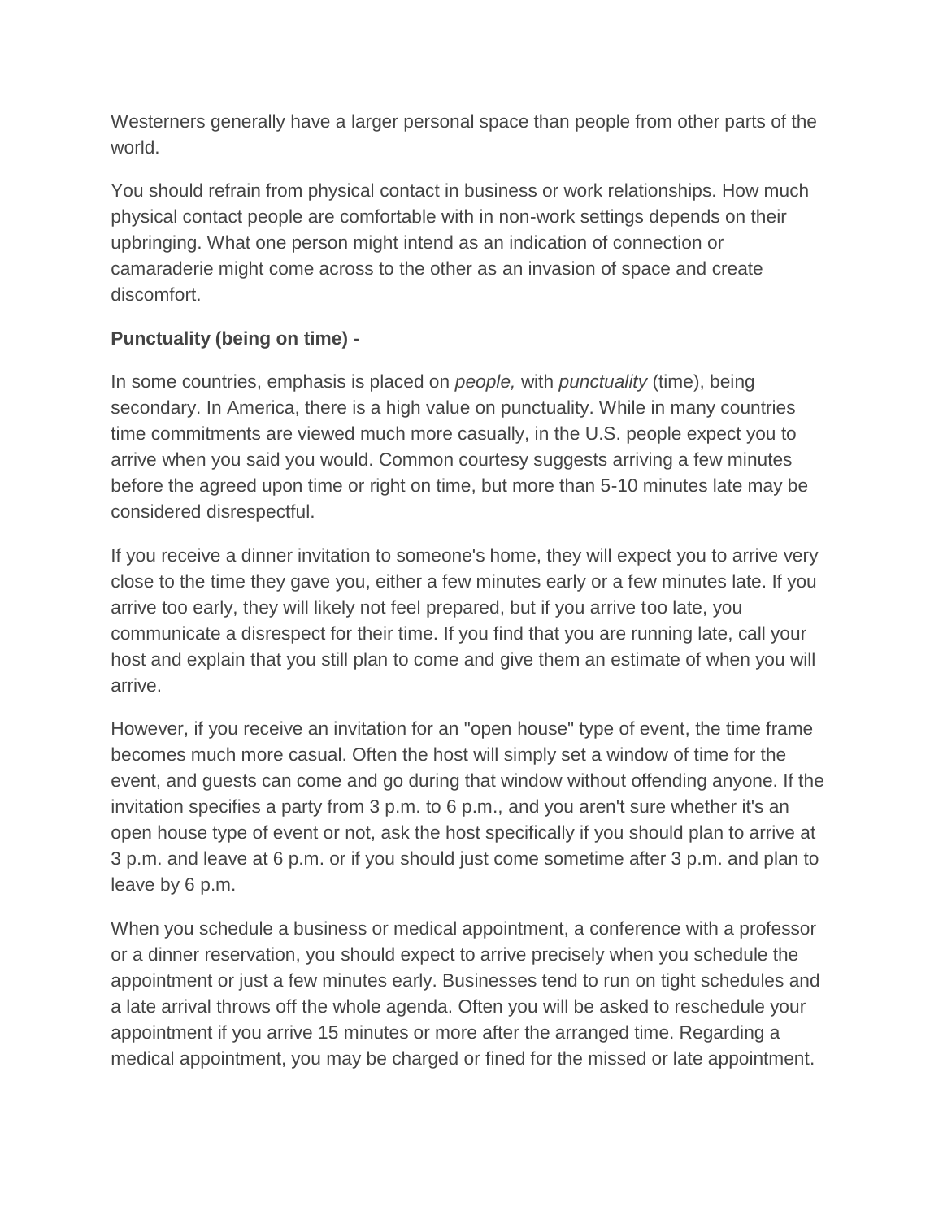Westerners generally have a larger personal space than people from other parts of the world.

You should refrain from physical contact in business or work relationships. How much physical contact people are comfortable with in non-work settings depends on their upbringing. What one person might intend as an indication of connection or camaraderie might come across to the other as an invasion of space and create discomfort.

**Punctuality (being on time) -**

In some countries, emphasis is placed on *people,* with *punctuality* (time), being secondary. In America, there is a high value on punctuality. While in many countries time commitments are viewed much more casually, in the U.S. people expect you to arrive when you said you would. Common courtesy suggests arriving a few minutes before the agreed upon time or right on time, but more than 5-10 minutes late may be considered disrespectful.

If you receive a dinner invitation to someone's home, they will expect you to arrive very close to the time they gave you, either a few minutes early or a few minutes late. If you arrive too early, they will likely not feel prepared, but if you arrive too late, you communicate a disrespect for their time. If you find that you are running late, call your host and explain that you still plan to come and give them an estimate of when you will arrive.

However, if you receive an invitation for an "open house" type of event, the time frame becomes much more casual. Often the host will simply set a window of time for the event, and guests can come and go during that window without offending anyone. If the invitation specifies a party from 3 p.m. to 6 p.m., and you aren't sure whether it's an open house type of event or not, ask the host specifically if you should plan to arrive at 3 p.m. and leave at 6 p.m. or if you should just come sometime after 3 p.m. and plan to leave by 6 p.m.

When you schedule a business or medical appointment, a conference with a professor or a dinner reservation, you should expect to arrive precisely when you schedule the appointment or just a few minutes early. Businesses tend to run on tight schedules and a late arrival throws off the whole agenda. Often you will be asked to reschedule your appointment if you arrive 15 minutes or more after the arranged time. Regarding a medical appointment, you may be charged or fined for the missed or late appointment.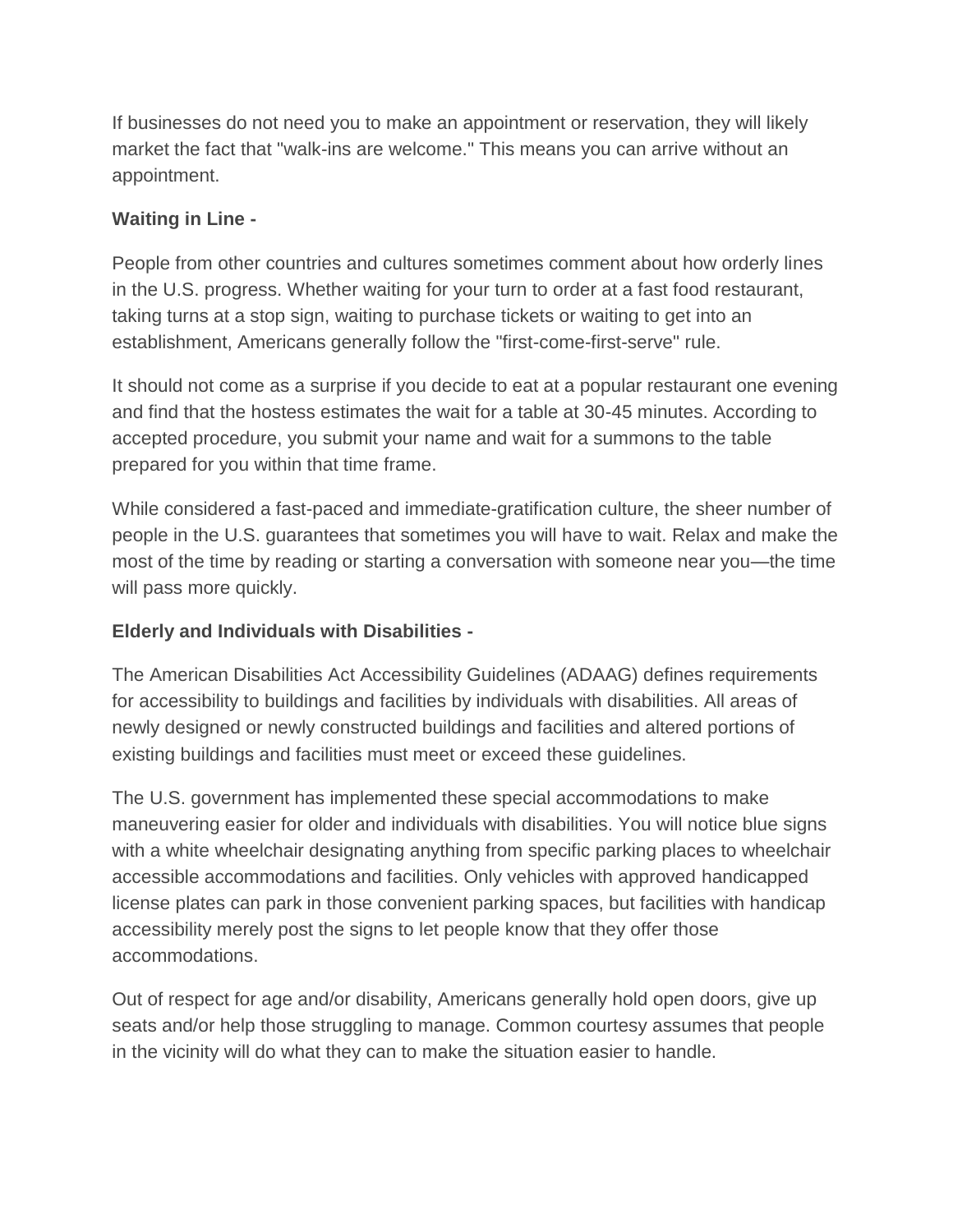If businesses do not need you to make an appointment or reservation, they will likely market the fact that "walk-ins are welcome." This means you can arrive without an appointment.

**Waiting in Line -**

People from other countries and cultures sometimes comment about how orderly lines in the U.S. progress. Whether waiting for your turn to order at a fast food restaurant, taking turns at a stop sign, waiting to purchase tickets or waiting to get into an establishment, Americans generally follow the "first-come-first-serve" rule.

It should not come as a surprise if you decide to eat at a popular restaurant one evening and find that the hostess estimates the wait for a table at 30-45 minutes. According to accepted procedure, you submit your name and wait for a summons to the table prepared for you within that time frame.

While considered a fast-paced and immediate-gratification culture, the sheer number of people in the U.S. guarantees that sometimes you will have to wait. Relax and make the most of the time by reading or starting a conversation with someone near you—the time will pass more quickly.

**Elderly and Individuals with Disabilities -**

The American Disabilities Act Accessibility Guidelines (ADAAG) defines requirements for accessibility to buildings and facilities by individuals with disabilities. All areas of newly designed or newly constructed buildings and facilities and altered portions of existing buildings and facilities must meet or exceed these guidelines.

The U.S. government has implemented these special accommodations to make maneuvering easier for older and individuals with disabilities. You will notice blue signs with a white wheelchair designating anything from specific parking places to wheelchair accessible accommodations and facilities. Only vehicles with approved handicapped license plates can park in those convenient parking spaces, but facilities with handicap accessibility merely post the signs to let people know that they offer those accommodations.

Out of respect for age and/or disability, Americans generally hold open doors, give up seats and/or help those struggling to manage. Common courtesy assumes that people in the vicinity will do what they can to make the situation easier to handle.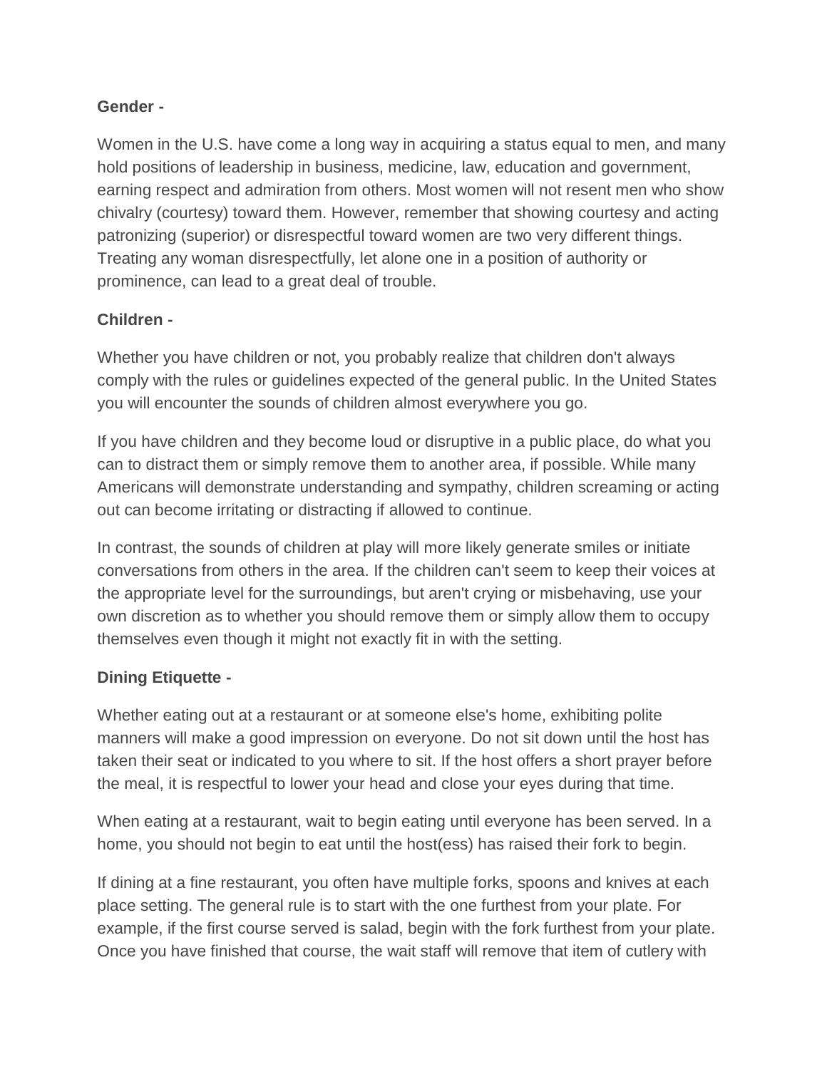**Gender -**

Women in the U.S. have come a long way in acquiring a status equal to men, and many hold positions of leadership in business, medicine, law, education and government, earning respect and admiration from others. Most women will not resent men who show chivalry (courtesy) toward them. However, remember that showing courtesy and acting patronizing (superior) or disrespectful toward women are two very different things. Treating any woman disrespectfully, let alone one in a position of authority or prominence, can lead to a great deal of trouble.

**Children -**

Whether you have children or not, you probably realize that children don't always comply with the rules or guidelines expected of the general public. In the United States you will encounter the sounds of children almost everywhere you go.

If you have children and they become loud or disruptive in a public place, do what you can to distract them or simply remove them to another area, if possible. While many Americans will demonstrate understanding and sympathy, children screaming or acting out can become irritating or distracting if allowed to continue.

In contrast, the sounds of children at play will more likely generate smiles or initiate conversations from others in the area. If the children can't seem to keep their voices at the appropriate level for the surroundings, but aren't crying or misbehaving, use your own discretion as to whether you should remove them or simply allow them to occupy themselves even though it might not exactly fit in with the setting.

**Dining Etiquette -**

Whether eating out at a restaurant or at someone else's home, exhibiting polite manners will make a good impression on everyone. Do not sit down until the host has taken their seat or indicated to you where to sit. If the host offers a short prayer before the meal, it is respectful to lower your head and close your eyes during that time.

When eating at a restaurant, wait to begin eating until everyone has been served. In a home, you should not begin to eat until the host(ess) has raised their fork to begin.

If dining at a fine restaurant, you often have multiple forks, spoons and knives at each place setting. The general rule is to start with the one furthest from your plate. For example, if the first course served is salad, begin with the fork furthest from your plate. Once you have finished that course, the wait staff will remove that item of cutlery with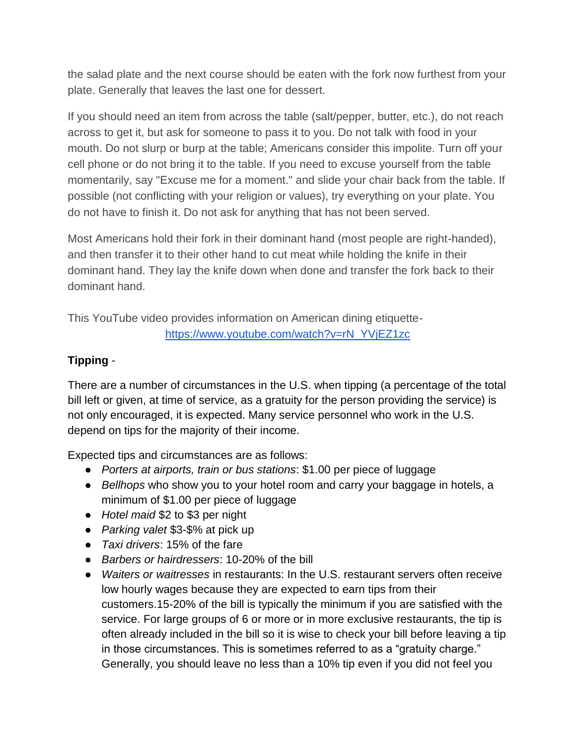the salad plate and the next course should be eaten with the fork now furthest from your plate. Generally that leaves the last one for dessert.

If you should need an item from across the table (salt/pepper, butter, etc.), do not reach across to get it, but ask for someone to pass it to you. Do not talk with food in your mouth. Do not slurp or burp at the table; Americans consider this impolite. Turn off your cell phone or do not bring it to the table. If you need to excuse yourself from the table momentarily, say "Excuse me for a moment." and slide your chair back from the table. If possible (not conflicting with your religion or values), try everything on your plate. You do not have to finish it. Do not ask for anything that has not been served.

Most Americans hold their fork in their dominant hand (most people are right-handed), and then transfer it to their other hand to cut meat while holding the knife in their dominant hand. They lay the knife down when done and transfer the fork back to their dominant hand.

This YouTube video provides information on American dining etiquette- https://www.youtube.com/watch?v=rN_YVjEZ1zc

**Tipping** -

There are a number of circumstances in the U.S. when tipping (a percentage of the total bill left or given, at time of service, as a gratuity for the person providing the service) is not only encouraged, it is expected. Many service personnel who work in the U.S. depend on tips for the majority of their income.

Expected tips and circumstances are as follows:

- *Porters at airports, train or bus stations*: $1.00 per piece of luggage
- *Bellhops* who show you to your hotel room and carry your baggage in hotels, a minimum of $1.00 per piece of luggage
- *Hotel maid* $2 to $3 per night
- *Parking valet* $3-$% at pick up
- *Taxi drivers*: 15% of the fare
- *Barbers or hairdressers*: 10-20% of the bill
- *Waiters or waitresses* in restaurants: In the U.S. restaurant servers often receive low hourly wages because they are expected to earn tips from their customers.15-20% of the bill is typically the minimum if you are satisfied with the service. For large groups of 6 or more or in more exclusive restaurants, the tip is often already included in the bill so it is wise to check your bill before leaving a tip in those circumstances. This is sometimes referred to as a "gratuity charge." Generally, you should leave no less than a 10% tip even if you did not feel you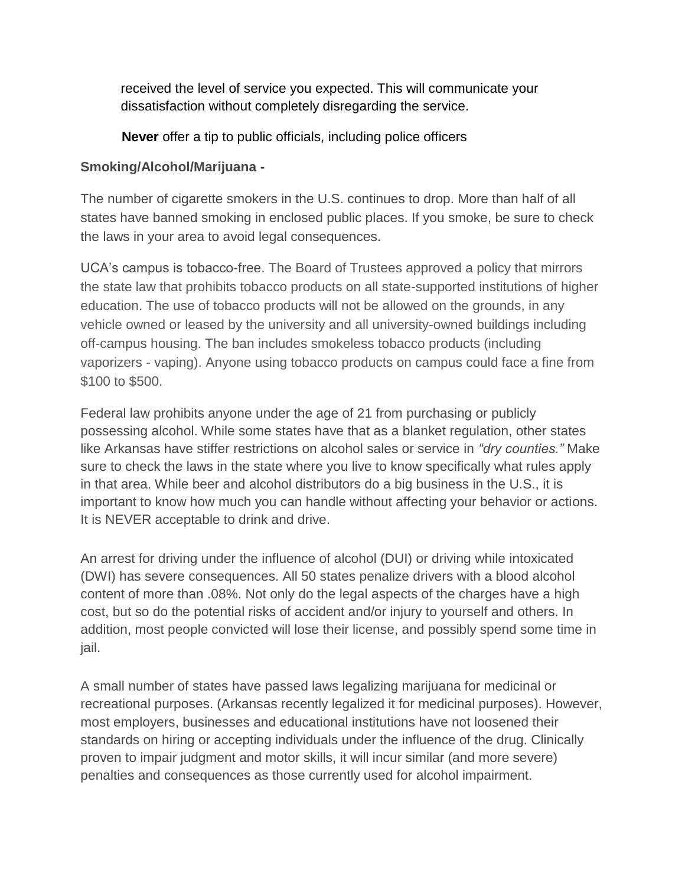received the level of service you expected. This will communicate your dissatisfaction without completely disregarding the service.

**Never** offer a tip to public officials, including police officers

**Smoking/Alcohol/Marijuana -**

The number of cigarette smokers in the U.S. continues to drop. More than half of all states have banned smoking in enclosed public places. If you smoke, be sure to check the laws in your area to avoid legal consequences.

UCA's campus is tobacco-free. The Board of Trustees approved a policy that mirrors the state law that prohibits tobacco products on all state-supported institutions of higher education. The use of tobacco products will not be allowed on the grounds, in any vehicle owned or leased by the university and all university-owned buildings including off-campus housing. The ban includes smokeless tobacco products (including vaporizers - vaping). Anyone using tobacco products on campus could face a fine from $100 to $500.

Federal law prohibits anyone under the age of 21 from purchasing or publicly possessing alcohol. While some states have that as a blanket regulation, other states like Arkansas have stiffer restrictions on alcohol sales or service in *"dry counties."* Make sure to check the laws in the state where you live to know specifically what rules apply in that area. While beer and alcohol distributors do a big business in the U.S., it is important to know how much you can handle without affecting your behavior or actions. It is NEVER acceptable to drink and drive.

An arrest for driving under the influence of alcohol (DUI) or driving while intoxicated (DWI) has severe consequences. All 50 states penalize drivers with a blood alcohol content of more than .08%. Not only do the legal aspects of the charges have a high cost, but so do the potential risks of accident and/or injury to yourself and others. In addition, most people convicted will lose their license, and possibly spend some time in jail.

A small number of states have passed laws legalizing marijuana for medicinal or recreational purposes. (Arkansas recently legalized it for medicinal purposes). However, most employers, businesses and educational institutions have not loosened their standards on hiring or accepting individuals under the influence of the drug. Clinically proven to impair judgment and motor skills, it will incur similar (and more severe) penalties and consequences as those currently used for alcohol impairment.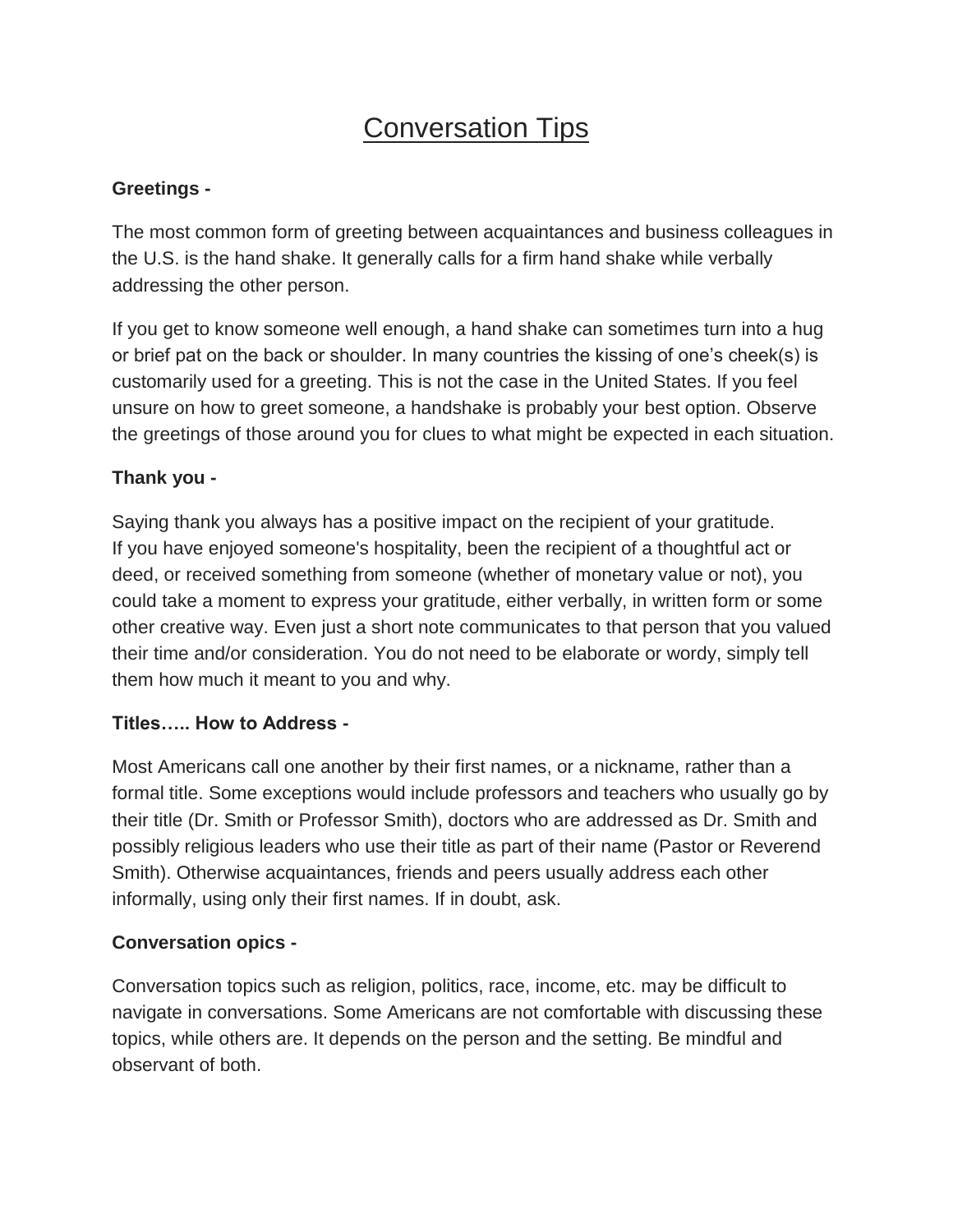# Conversation Tips

**Greetings -**

The most common form of greeting between acquaintances and business colleagues in the U.S. is the hand shake. It generally calls for a firm hand shake while verbally addressing the other person.

If you get to know someone well enough, a hand shake can sometimes turn into a hug or brief pat on the back or shoulder. In many countries the kissing of one's cheek(s) is customarily used for a greeting. This is not the case in the United States. If you feel unsure on how to greet someone, a handshake is probably your best option. Observe the greetings of those around you for clues to what might be expected in each situation.

**Thank you -**

Saying thank you always has a positive impact on the recipient of your gratitude. If you have enjoyed someone's hospitality, been the recipient of a thoughtful act or deed, or received something from someone (whether of monetary value or not), you could take a moment to express your gratitude, either verbally, in written form or some other creative way. Even just a short note communicates to that person that you valued their time and/or consideration. You do not need to be elaborate or wordy, simply tell them how much it meant to you and why.

**Titles….. How to Address -**

Most Americans call one another by their first names, or a nickname, rather than a formal title. Some exceptions would include professors and teachers who usually go by their title (Dr. Smith or Professor Smith), doctors who are addressed as Dr. Smith and possibly religious leaders who use their title as part of their name (Pastor or Reverend Smith). Otherwise acquaintances, friends and peers usually address each other informally, using only their first names. If in doubt, ask.

**Conversation opics -**

Conversation topics such as religion, politics, race, income, etc. may be difficult to navigate in conversations. Some Americans are not comfortable with discussing these topics, while others are. It depends on the person and the setting. Be mindful and observant of both.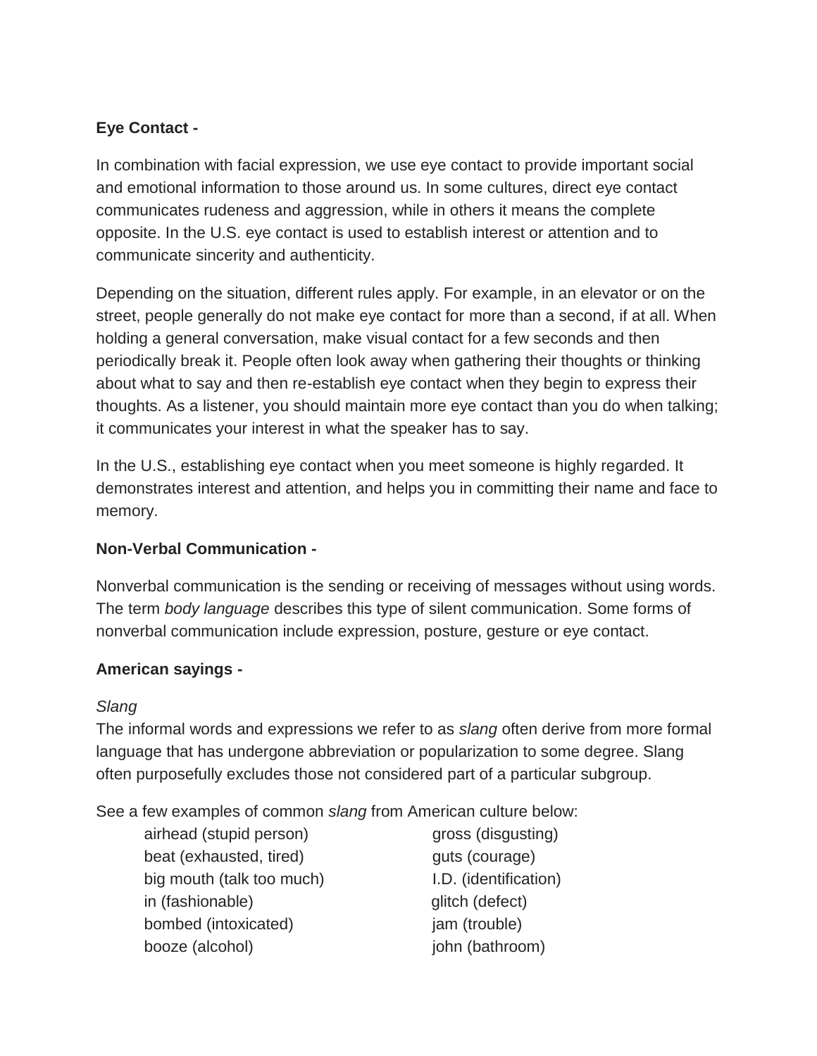**Eye Contact -**

In combination with facial expression, we use eye contact to provide important social and emotional information to those around us. In some cultures, direct eye contact communicates rudeness and aggression, while in others it means the complete opposite. In the U.S. eye contact is used to establish interest or attention and to communicate sincerity and authenticity.

Depending on the situation, different rules apply. For example, in an elevator or on the street, people generally do not make eye contact for more than a second, if at all. When holding a general conversation, make visual contact for a few seconds and then periodically break it. People often look away when gathering their thoughts or thinking about what to say and then re-establish eye contact when they begin to express their thoughts. As a listener, you should maintain more eye contact than you do when talking; it communicates your interest in what the speaker has to say.

In the U.S., establishing eye contact when you meet someone is highly regarded. It demonstrates interest and attention, and helps you in committing their name and face to memory.

**Non-Verbal Communication -**

Nonverbal communication is the sending or receiving of messages without using words. The term *body language* describes this type of silent communication. Some forms of nonverbal communication include expression, posture, gesture or eye contact.

**American sayings -**

*Slang*
The informal words and expressions we refer to as *slang* often derive from more formal language that has undergone abbreviation or popularization to some degree. Slang often purposefully excludes those not considered part of a particular subgroup.

See a few examples of common *slang* from American culture below:

- airhead (stupid person)
- beat (exhausted, tired)
- big mouth (talk too much)
- in (fashionable)
- bombed (intoxicated)
- booze (alcohol)
- gross (disgusting)
- guts (courage)
- I.D. (identification)
- glitch (defect)
- jam (trouble)
- john (bathroom)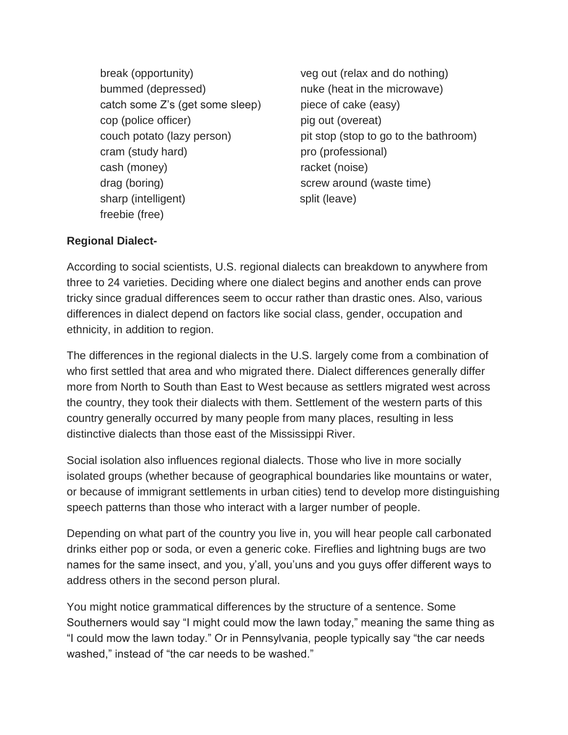break (opportunity)
bummed (depressed)
catch some Z's (get some sleep)
cop (police officer)
couch potato (lazy person)
cram (study hard)
cash (money)
drag (boring)
sharp (intelligent)
freebie (free)
veg out (relax and do nothing)
nuke (heat in the microwave)
piece of cake (easy)
pig out (overeat)
pit stop (stop to go to the bathroom)
pro (professional)
racket (noise)
screw around (waste time)
split (leave)

**Regional Dialect-**

According to social scientists, U.S. regional dialects can breakdown to anywhere from three to 24 varieties. Deciding where one dialect begins and another ends can prove tricky since gradual differences seem to occur rather than drastic ones. Also, various differences in dialect depend on factors like social class, gender, occupation and ethnicity, in addition to region.

The differences in the regional dialects in the U.S. largely come from a combination of who first settled that area and who migrated there. Dialect differences generally differ more from North to South than East to West because as settlers migrated west across the country, they took their dialects with them. Settlement of the western parts of this country generally occurred by many people from many places, resulting in less distinctive dialects than those east of the Mississippi River.

Social isolation also influences regional dialects. Those who live in more socially isolated groups (whether because of geographical boundaries like mountains or water, or because of immigrant settlements in urban cities) tend to develop more distinguishing speech patterns than those who interact with a larger number of people.

Depending on what part of the country you live in, you will hear people call carbonated drinks either pop or soda, or even a generic coke. Fireflies and lightning bugs are two names for the same insect, and you, y'all, you'uns and you guys offer different ways to address others in the second person plural.

You might notice grammatical differences by the structure of a sentence. Some Southerners would say "I might could mow the lawn today," meaning the same thing as "I could mow the lawn today." Or in Pennsylvania, people typically say "the car needs washed," instead of "the car needs to be washed."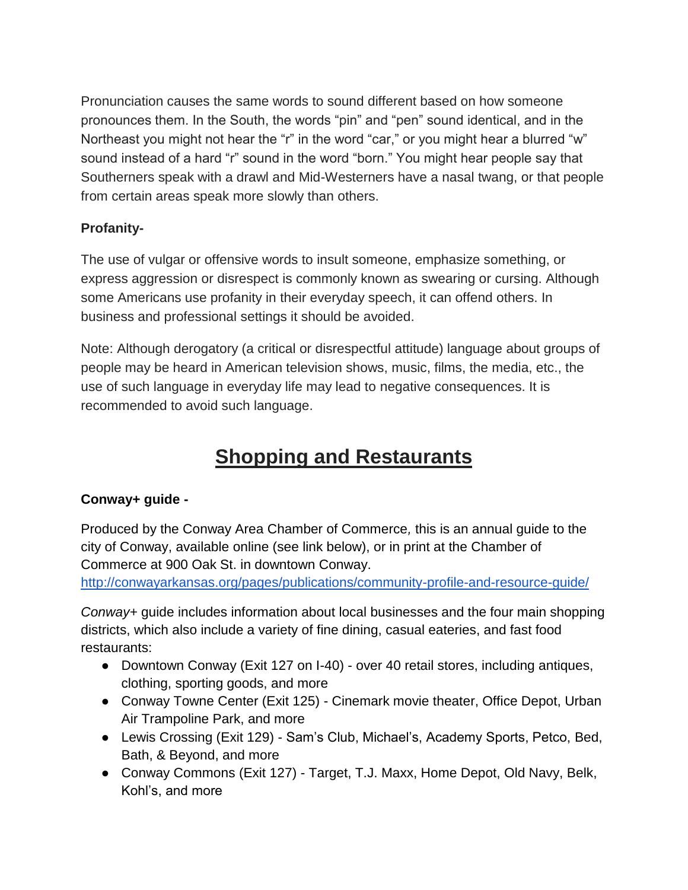Pronunciation causes the same words to sound different based on how someone pronounces them. In the South, the words "pin" and "pen" sound identical, and in the Northeast you might not hear the "r" in the word "car," or you might hear a blurred "w" sound instead of a hard "r" sound in the word "born." You might hear people say that Southerners speak with a drawl and Mid-Westerners have a nasal twang, or that people from certain areas speak more slowly than others.

**Profanity-**

The use of vulgar or offensive words to insult someone, emphasize something, or express aggression or disrespect is commonly known as swearing or cursing. Although some Americans use profanity in their everyday speech, it can offend others. In business and professional settings it should be avoided.

Note: Although derogatory (a critical or disrespectful attitude) language about groups of people may be heard in American television shows, music, films, the media, etc., the use of such language in everyday life may lead to negative consequences. It is recommended to avoid such language.

# Shopping and Restaurants

**Conway+ guide -**

Produced by the Conway Area Chamber of Commerce, this is an annual guide to the city of Conway, available online (see link below), or in print at the Chamber of Commerce at 900 Oak St. in downtown Conway.
http://conwayarkansas.org/pages/publications/community-profile-and-resource-guide/

*Conway+* guide includes information about local businesses and the four main shopping districts, which also include a variety of fine dining, casual eateries, and fast food restaurants:

- Downtown Conway (Exit 127 on I-40) - over 40 retail stores, including antiques, clothing, sporting goods, and more
- Conway Towne Center (Exit 125) - Cinemark movie theater, Office Depot, Urban Air Trampoline Park, and more
- Lewis Crossing (Exit 129) - Sam's Club, Michael's, Academy Sports, Petco, Bed, Bath, & Beyond, and more
- Conway Commons (Exit 127) - Target, T.J. Maxx, Home Depot, Old Navy, Belk, Kohl's, and more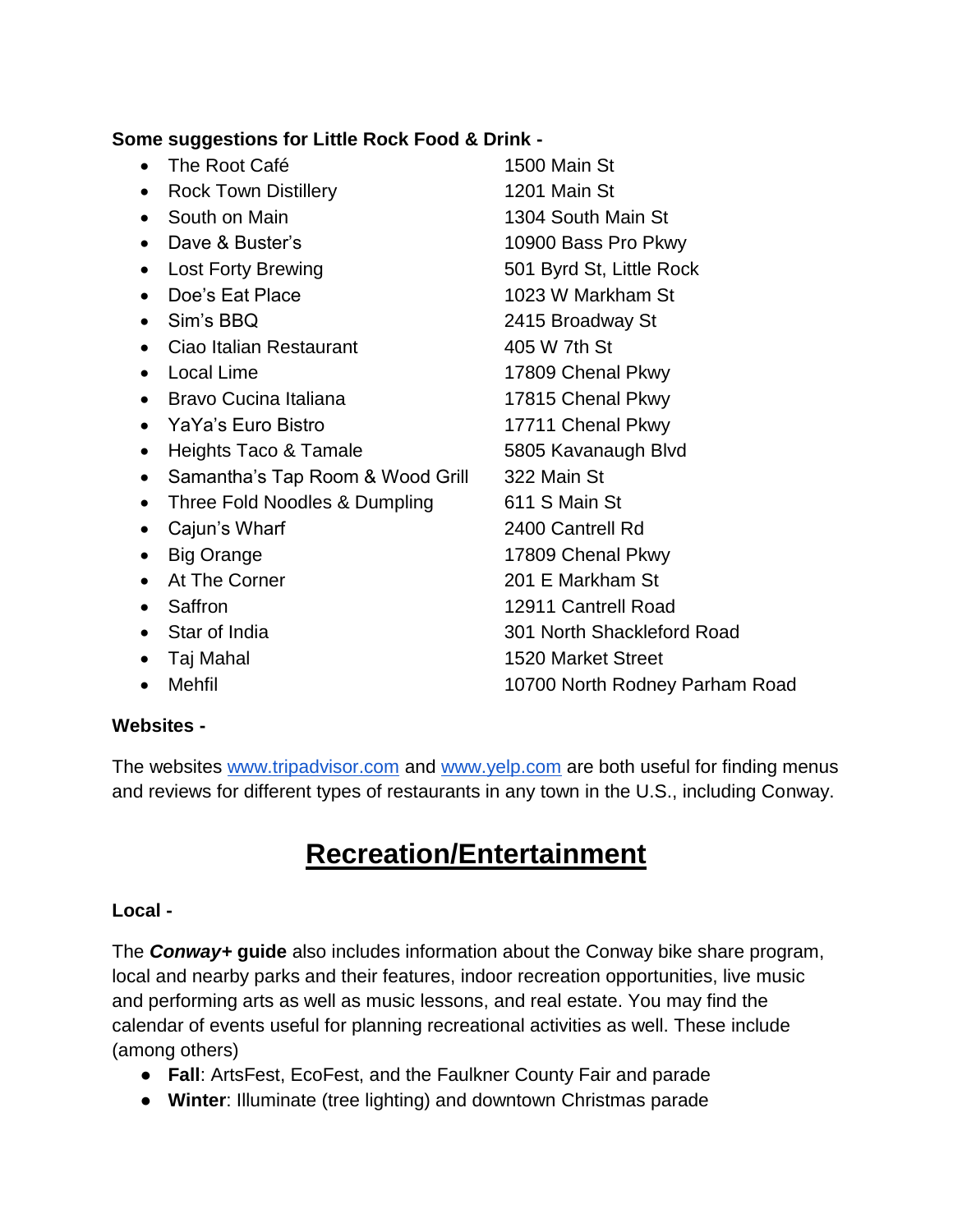**Some suggestions for Little Rock Food & Drink -**

- The Root Café 1500 Main St
- Rock Town Distillery 1201 Main St
- South on Main 1304 South Main St
- Dave & Buster's 10900 Bass Pro Pkwy
- Lost Forty Brewing 501 Byrd St, Little Rock
- Doe's Eat Place 1023 W Markham St
- Sim's BBQ 2415 Broadway St
- Ciao Italian Restaurant 405 W 7th St
- Local Lime 17809 Chenal Pkwy
- Bravo Cucina Italiana 17815 Chenal Pkwy
- YaYa's Euro Bistro 17711 Chenal Pkwy
- Heights Taco & Tamale 5805 Kavanaugh Blvd
- Samantha's Tap Room & Wood Grill 322 Main St
- Three Fold Noodles & Dumpling 611 S Main St
- Cajun's Wharf 2400 Cantrell Rd
- Big Orange 17809 Chenal Pkwy
- At The Corner 201 E Markham St
- Saffron 12911 Cantrell Road
- Star of India 301 North Shackleford Road
- Taj Mahal 1520 Market Street
- Mehfil 10700 North Rodney Parham Road

**Websites -**

The websites www.tripadvisor.com and www.yelp.com are both useful for finding menus and reviews for different types of restaurants in any town in the U.S., including Conway.

# Recreation/Entertainment

**Local -**

The ***Conway+* guide** also includes information about the Conway bike share program, local and nearby parks and their features, indoor recreation opportunities, live music and performing arts as well as music lessons, and real estate. You may find the calendar of events useful for planning recreational activities as well. These include (among others)

- **Fall**: ArtsFest, EcoFest, and the Faulkner County Fair and parade
- **Winter**: Illuminate (tree lighting) and downtown Christmas parade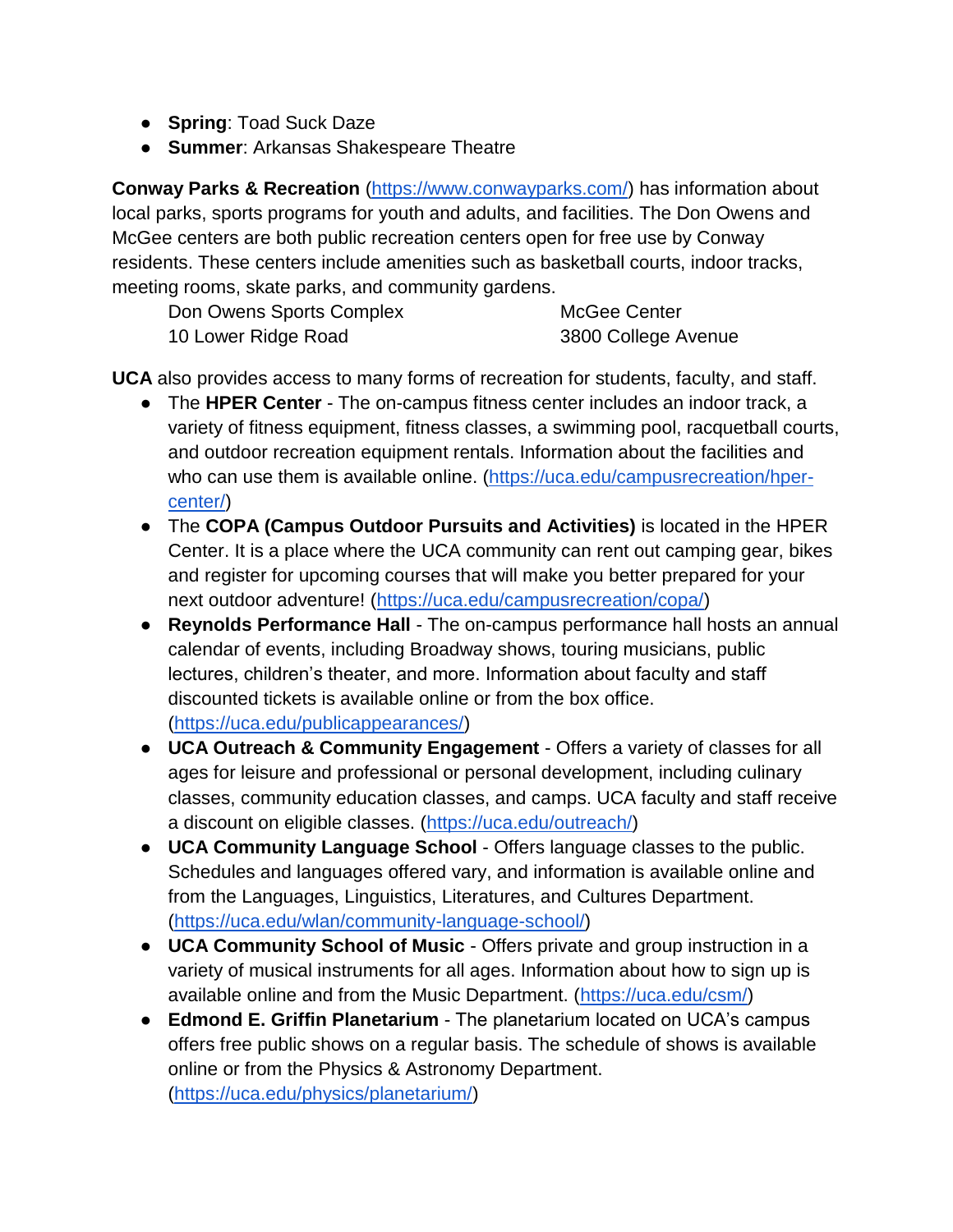- **Spring**: Toad Suck Daze
- **Summer**: Arkansas Shakespeare Theatre

**Conway Parks & Recreation** (https://www.conwayparks.com/) has information about local parks, sports programs for youth and adults, and facilities. The Don Owens and McGee centers are both public recreation centers open for free use by Conway residents. These centers include amenities such as basketball courts, indoor tracks, meeting rooms, skate parks, and community gardens.

Don Owens Sports Complex
10 Lower Ridge Road

McGee Center
3800 College Avenue

**UCA** also provides access to many forms of recreation for students, faculty, and staff.

- The **HPER Center** - The on-campus fitness center includes an indoor track, a variety of fitness equipment, fitness classes, a swimming pool, racquetball courts, and outdoor recreation equipment rentals. Information about the facilities and who can use them is available online. (https://uca.edu/campusrecreation/hper-center/)
- The **COPA (Campus Outdoor Pursuits and Activities)** is located in the HPER Center. It is a place where the UCA community can rent out camping gear, bikes and register for upcoming courses that will make you better prepared for your next outdoor adventure! (https://uca.edu/campusrecreation/copa/)
- **Reynolds Performance Hall** - The on-campus performance hall hosts an annual calendar of events, including Broadway shows, touring musicians, public lectures, children's theater, and more. Information about faculty and staff discounted tickets is available online or from the box office. (https://uca.edu/publicappearances/)
- **UCA Outreach & Community Engagement** - Offers a variety of classes for all ages for leisure and professional or personal development, including culinary classes, community education classes, and camps. UCA faculty and staff receive a discount on eligible classes. (https://uca.edu/outreach/)
- **UCA Community Language School** - Offers language classes to the public. Schedules and languages offered vary, and information is available online and from the Languages, Linguistics, Literatures, and Cultures Department. (https://uca.edu/wlan/community-language-school/)
- **UCA Community School of Music** - Offers private and group instruction in a variety of musical instruments for all ages. Information about how to sign up is available online and from the Music Department. (https://uca.edu/csm/)
- **Edmond E. Griffin Planetarium** - The planetarium located on UCA's campus offers free public shows on a regular basis. The schedule of shows is available online or from the Physics & Astronomy Department. (https://uca.edu/physics/planetarium/)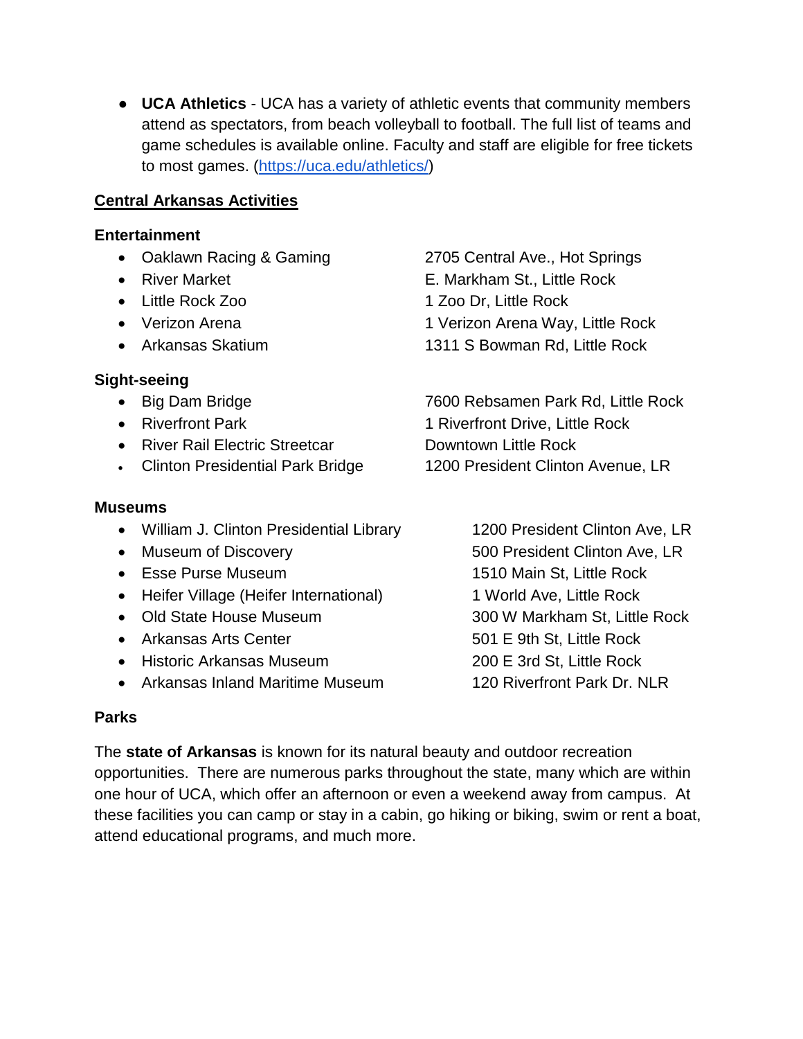- **UCA Athletics** - UCA has a variety of athletic events that community members attend as spectators, from beach volleyball to football. The full list of teams and game schedules is available online. Faculty and staff are eligible for free tickets to most games. (https://uca.edu/athletics/)

## Central Arkansas Activities

### Entertainment

- Oaklawn Racing & Gaming — 2705 Central Ave., Hot Springs
- River Market — E. Markham St., Little Rock
- Little Rock Zoo — 1 Zoo Dr, Little Rock
- Verizon Arena — 1 Verizon Arena Way, Little Rock
- Arkansas Skatium — 1311 S Bowman Rd, Little Rock

### Sight-seeing

- Big Dam Bridge — 7600 Rebsamen Park Rd, Little Rock
- Riverfront Park — 1 Riverfront Drive, Little Rock
- River Rail Electric Streetcar — Downtown Little Rock
- Clinton Presidential Park Bridge — 1200 President Clinton Avenue, LR

### Museums

- William J. Clinton Presidential Library — 1200 President Clinton Ave, LR
- Museum of Discovery — 500 President Clinton Ave, LR
- Esse Purse Museum — 1510 Main St, Little Rock
- Heifer Village (Heifer International) — 1 World Ave, Little Rock
- Old State House Museum — 300 W Markham St, Little Rock
- Arkansas Arts Center — 501 E 9th St, Little Rock
- Historic Arkansas Museum — 200 E 3rd St, Little Rock
- Arkansas Inland Maritime Museum — 120 Riverfront Park Dr. NLR

### Parks

The **state of Arkansas** is known for its natural beauty and outdoor recreation opportunities. There are numerous parks throughout the state, many which are within one hour of UCA, which offer an afternoon or even a weekend away from campus. At these facilities you can camp or stay in a cabin, go hiking or biking, swim or rent a boat, attend educational programs, and much more.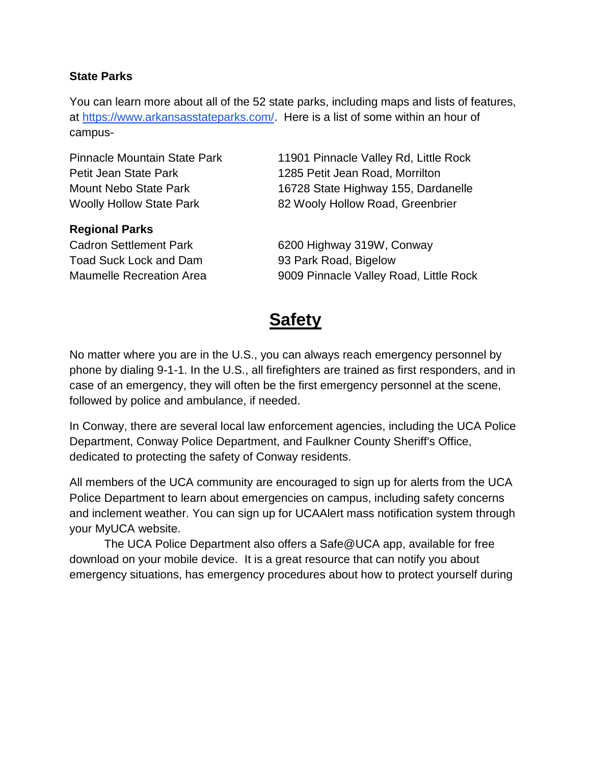**State Parks**

You can learn more about all of the 52 state parks, including maps and lists of features, at https://www.arkansasstateparks.com/. Here is a list of some within an hour of campus-

| | |
|---|---|
| Pinnacle Mountain State Park | 11901 Pinnacle Valley Rd, Little Rock |
| Petit Jean State Park | 1285 Petit Jean Road, Morrilton |
| Mount Nebo State Park | 16728 State Highway 155, Dardanelle |
| Woolly Hollow State Park | 82 Wooly Hollow Road, Greenbrier |

**Regional Parks**

| | |
|---|---|
| Cadron Settlement Park | 6200 Highway 319W, Conway |
| Toad Suck Lock and Dam | 93 Park Road, Bigelow |
| Maumelle Recreation Area | 9009 Pinnacle Valley Road, Little Rock |

# Safety

No matter where you are in the U.S., you can always reach emergency personnel by phone by dialing 9-1-1. In the U.S., all firefighters are trained as first responders, and in case of an emergency, they will often be the first emergency personnel at the scene, followed by police and ambulance, if needed.

In Conway, there are several local law enforcement agencies, including the UCA Police Department, Conway Police Department, and Faulkner County Sheriff's Office, dedicated to protecting the safety of Conway residents.

All members of the UCA community are encouraged to sign up for alerts from the UCA Police Department to learn about emergencies on campus, including safety concerns and inclement weather. You can sign up for UCAAlert mass notification system through your MyUCA website.

The UCA Police Department also offers a Safe@UCA app, available for free download on your mobile device. It is a great resource that can notify you about emergency situations, has emergency procedures about how to protect yourself during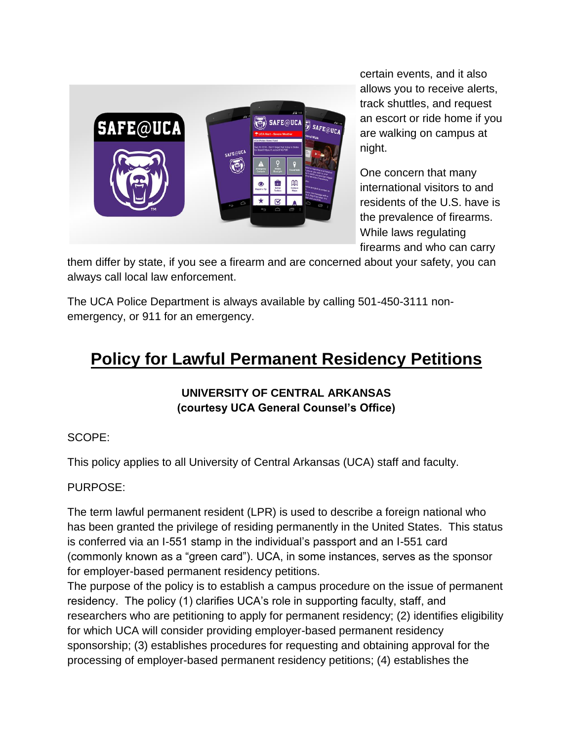certain events, and it also allows you to receive alerts, track shuttles, and request an escort or ride home if you are walking on campus at night.

One concern that many international visitors to and residents of the U.S. have is the prevalence of firearms. While laws regulating firearms and who can carry them differ by state, if you see a firearm and are concerned about your safety, you can always call local law enforcement.

The UCA Police Department is always available by calling 501-450-3111 non-emergency, or 911 for an emergency.

# Policy for Lawful Permanent Residency Petitions

**UNIVERSITY OF CENTRAL ARKANSAS**
**(courtesy UCA General Counsel's Office)**

SCOPE:

This policy applies to all University of Central Arkansas (UCA) staff and faculty.

PURPOSE:

The term lawful permanent resident (LPR) is used to describe a foreign national who has been granted the privilege of residing permanently in the United States. This status is conferred via an I-551 stamp in the individual's passport and an I-551 card (commonly known as a "green card"). UCA, in some instances, serves as the sponsor for employer-based permanent residency petitions.

The purpose of the policy is to establish a campus procedure on the issue of permanent residency. The policy (1) clarifies UCA's role in supporting faculty, staff, and researchers who are petitioning to apply for permanent residency; (2) identifies eligibility for which UCA will consider providing employer-based permanent residency sponsorship; (3) establishes procedures for requesting and obtaining approval for the processing of employer-based permanent residency petitions; (4) establishes the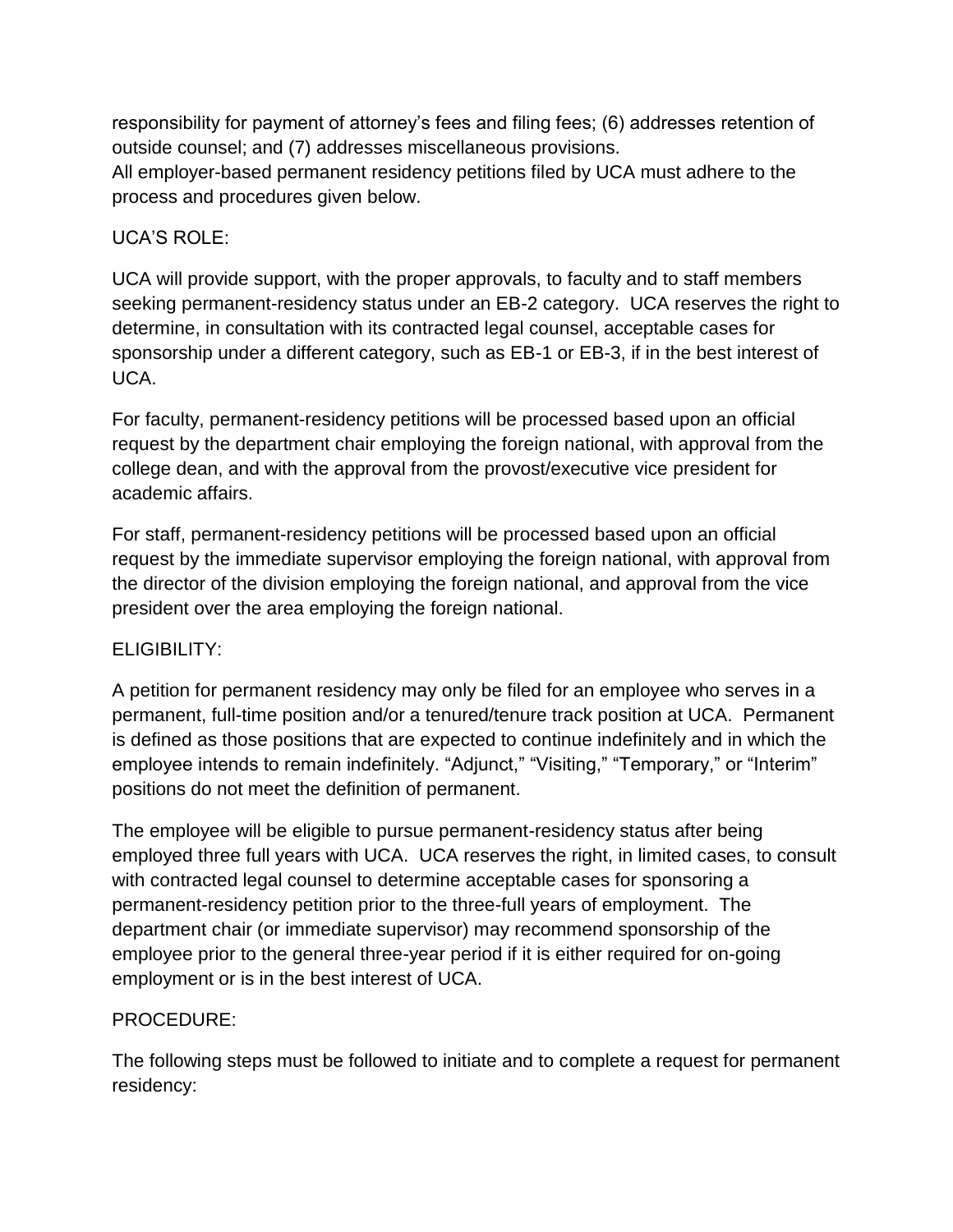responsibility for payment of attorney's fees and filing fees; (6) addresses retention of outside counsel; and (7) addresses miscellaneous provisions.
All employer-based permanent residency petitions filed by UCA must adhere to the process and procedures given below.

UCA'S ROLE:

UCA will provide support, with the proper approvals, to faculty and to staff members seeking permanent-residency status under an EB-2 category. UCA reserves the right to determine, in consultation with its contracted legal counsel, acceptable cases for sponsorship under a different category, such as EB-1 or EB-3, if in the best interest of UCA.

For faculty, permanent-residency petitions will be processed based upon an official request by the department chair employing the foreign national, with approval from the college dean, and with the approval from the provost/executive vice president for academic affairs.

For staff, permanent-residency petitions will be processed based upon an official request by the immediate supervisor employing the foreign national, with approval from the director of the division employing the foreign national, and approval from the vice president over the area employing the foreign national.

ELIGIBILITY:

A petition for permanent residency may only be filed for an employee who serves in a permanent, full-time position and/or a tenured/tenure track position at UCA. Permanent is defined as those positions that are expected to continue indefinitely and in which the employee intends to remain indefinitely. "Adjunct," "Visiting," "Temporary," or "Interim" positions do not meet the definition of permanent.

The employee will be eligible to pursue permanent-residency status after being employed three full years with UCA. UCA reserves the right, in limited cases, to consult with contracted legal counsel to determine acceptable cases for sponsoring a permanent-residency petition prior to the three-full years of employment. The department chair (or immediate supervisor) may recommend sponsorship of the employee prior to the general three-year period if it is either required for on-going employment or is in the best interest of UCA.

PROCEDURE:

The following steps must be followed to initiate and to complete a request for permanent residency: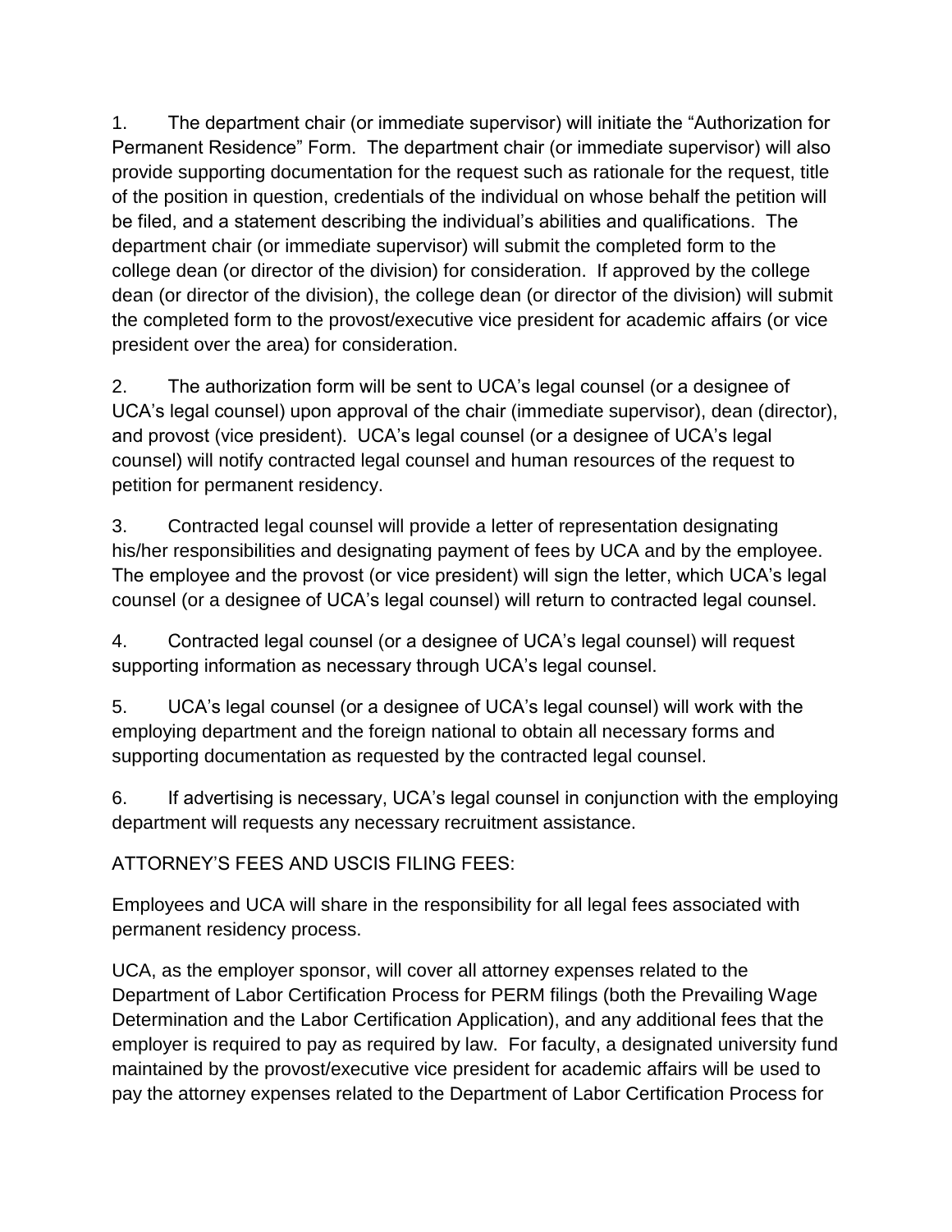1. The department chair (or immediate supervisor) will initiate the "Authorization for Permanent Residence" Form. The department chair (or immediate supervisor) will also provide supporting documentation for the request such as rationale for the request, title of the position in question, credentials of the individual on whose behalf the petition will be filed, and a statement describing the individual's abilities and qualifications. The department chair (or immediate supervisor) will submit the completed form to the college dean (or director of the division) for consideration. If approved by the college dean (or director of the division), the college dean (or director of the division) will submit the completed form to the provost/executive vice president for academic affairs (or vice president over the area) for consideration.

2. The authorization form will be sent to UCA's legal counsel (or a designee of UCA's legal counsel) upon approval of the chair (immediate supervisor), dean (director), and provost (vice president). UCA's legal counsel (or a designee of UCA's legal counsel) will notify contracted legal counsel and human resources of the request to petition for permanent residency.

3. Contracted legal counsel will provide a letter of representation designating his/her responsibilities and designating payment of fees by UCA and by the employee. The employee and the provost (or vice president) will sign the letter, which UCA's legal counsel (or a designee of UCA's legal counsel) will return to contracted legal counsel.

4. Contracted legal counsel (or a designee of UCA's legal counsel) will request supporting information as necessary through UCA's legal counsel.

5. UCA's legal counsel (or a designee of UCA's legal counsel) will work with the employing department and the foreign national to obtain all necessary forms and supporting documentation as requested by the contracted legal counsel.

6. If advertising is necessary, UCA's legal counsel in conjunction with the employing department will requests any necessary recruitment assistance.

ATTORNEY'S FEES AND USCIS FILING FEES:

Employees and UCA will share in the responsibility for all legal fees associated with permanent residency process.

UCA, as the employer sponsor, will cover all attorney expenses related to the Department of Labor Certification Process for PERM filings (both the Prevailing Wage Determination and the Labor Certification Application), and any additional fees that the employer is required to pay as required by law. For faculty, a designated university fund maintained by the provost/executive vice president for academic affairs will be used to pay the attorney expenses related to the Department of Labor Certification Process for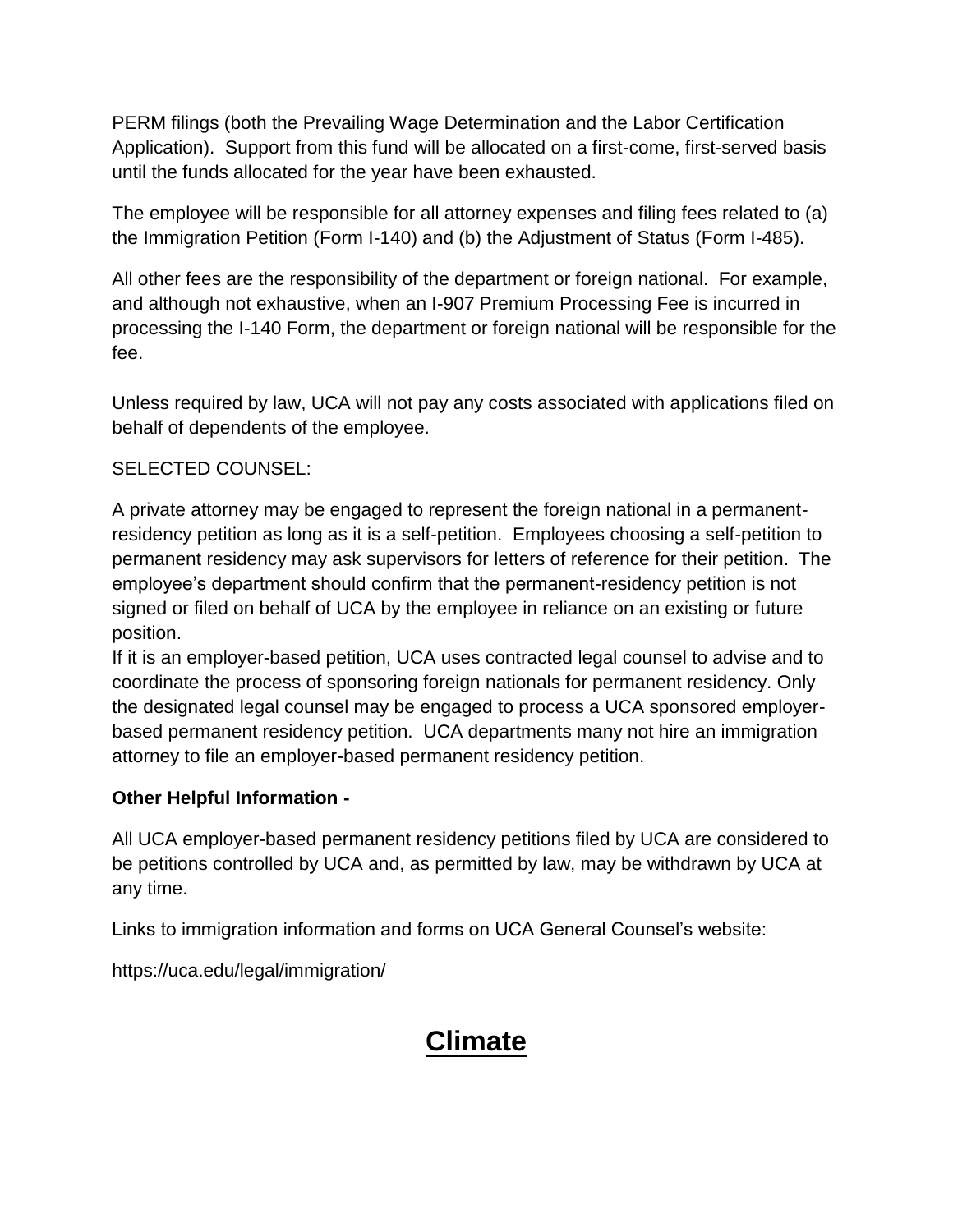PERM filings (both the Prevailing Wage Determination and the Labor Certification Application). Support from this fund will be allocated on a first-come, first-served basis until the funds allocated for the year have been exhausted.

The employee will be responsible for all attorney expenses and filing fees related to (a) the Immigration Petition (Form I-140) and (b) the Adjustment of Status (Form I-485).

All other fees are the responsibility of the department or foreign national. For example, and although not exhaustive, when an I-907 Premium Processing Fee is incurred in processing the I-140 Form, the department or foreign national will be responsible for the fee.

Unless required by law, UCA will not pay any costs associated with applications filed on behalf of dependents of the employee.

SELECTED COUNSEL:

A private attorney may be engaged to represent the foreign national in a permanent-residency petition as long as it is a self-petition. Employees choosing a self-petition to permanent residency may ask supervisors for letters of reference for their petition. The employee's department should confirm that the permanent-residency petition is not signed or filed on behalf of UCA by the employee in reliance on an existing or future position.

If it is an employer-based petition, UCA uses contracted legal counsel to advise and to coordinate the process of sponsoring foreign nationals for permanent residency. Only the designated legal counsel may be engaged to process a UCA sponsored employer-based permanent residency petition. UCA departments many not hire an immigration attorney to file an employer-based permanent residency petition.

**Other Helpful Information -**

All UCA employer-based permanent residency petitions filed by UCA are considered to be petitions controlled by UCA and, as permitted by law, may be withdrawn by UCA at any time.

Links to immigration information and forms on UCA General Counsel's website:

https://uca.edu/legal/immigration/

# Climate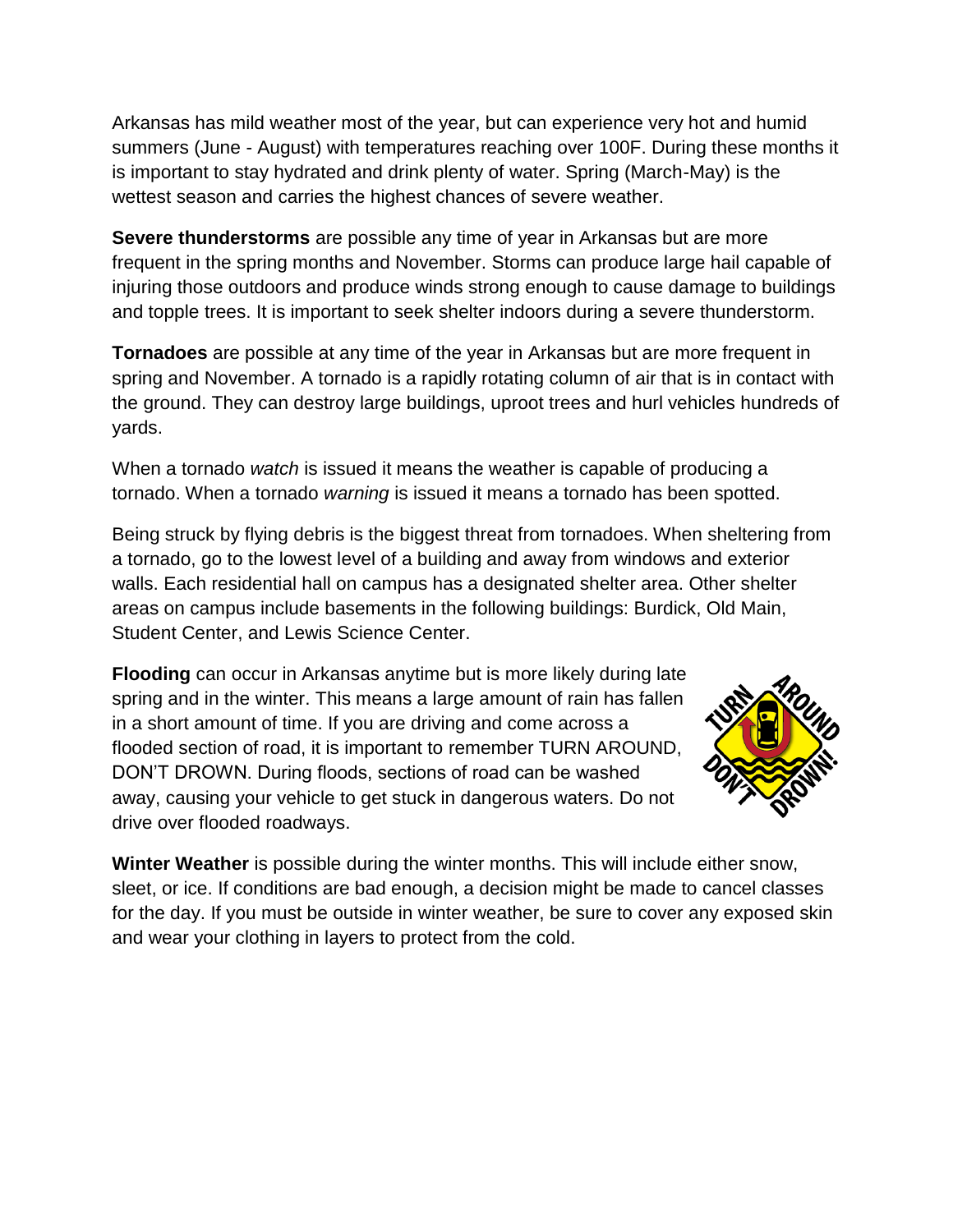Arkansas has mild weather most of the year, but can experience very hot and humid summers (June - August) with temperatures reaching over 100F. During these months it is important to stay hydrated and drink plenty of water. Spring (March-May) is the wettest season and carries the highest chances of severe weather.

**Severe thunderstorms** are possible any time of year in Arkansas but are more frequent in the spring months and November. Storms can produce large hail capable of injuring those outdoors and produce winds strong enough to cause damage to buildings and topple trees. It is important to seek shelter indoors during a severe thunderstorm.

**Tornadoes** are possible at any time of the year in Arkansas but are more frequent in spring and November. A tornado is a rapidly rotating column of air that is in contact with the ground. They can destroy large buildings, uproot trees and hurl vehicles hundreds of yards.

When a tornado *watch* is issued it means the weather is capable of producing a tornado. When a tornado *warning* is issued it means a tornado has been spotted.

Being struck by flying debris is the biggest threat from tornadoes. When sheltering from a tornado, go to the lowest level of a building and away from windows and exterior walls. Each residential hall on campus has a designated shelter area. Other shelter areas on campus include basements in the following buildings: Burdick, Old Main, Student Center, and Lewis Science Center.

**Flooding** can occur in Arkansas anytime but is more likely during late spring and in the winter. This means a large amount of rain has fallen in a short amount of time. If you are driving and come across a flooded section of road, it is important to remember TURN AROUND, DON'T DROWN. During floods, sections of road can be washed away, causing your vehicle to get stuck in dangerous waters. Do not drive over flooded roadways.

**Winter Weather** is possible during the winter months. This will include either snow, sleet, or ice. If conditions are bad enough, a decision might be made to cancel classes for the day. If you must be outside in winter weather, be sure to cover any exposed skin and wear your clothing in layers to protect from the cold.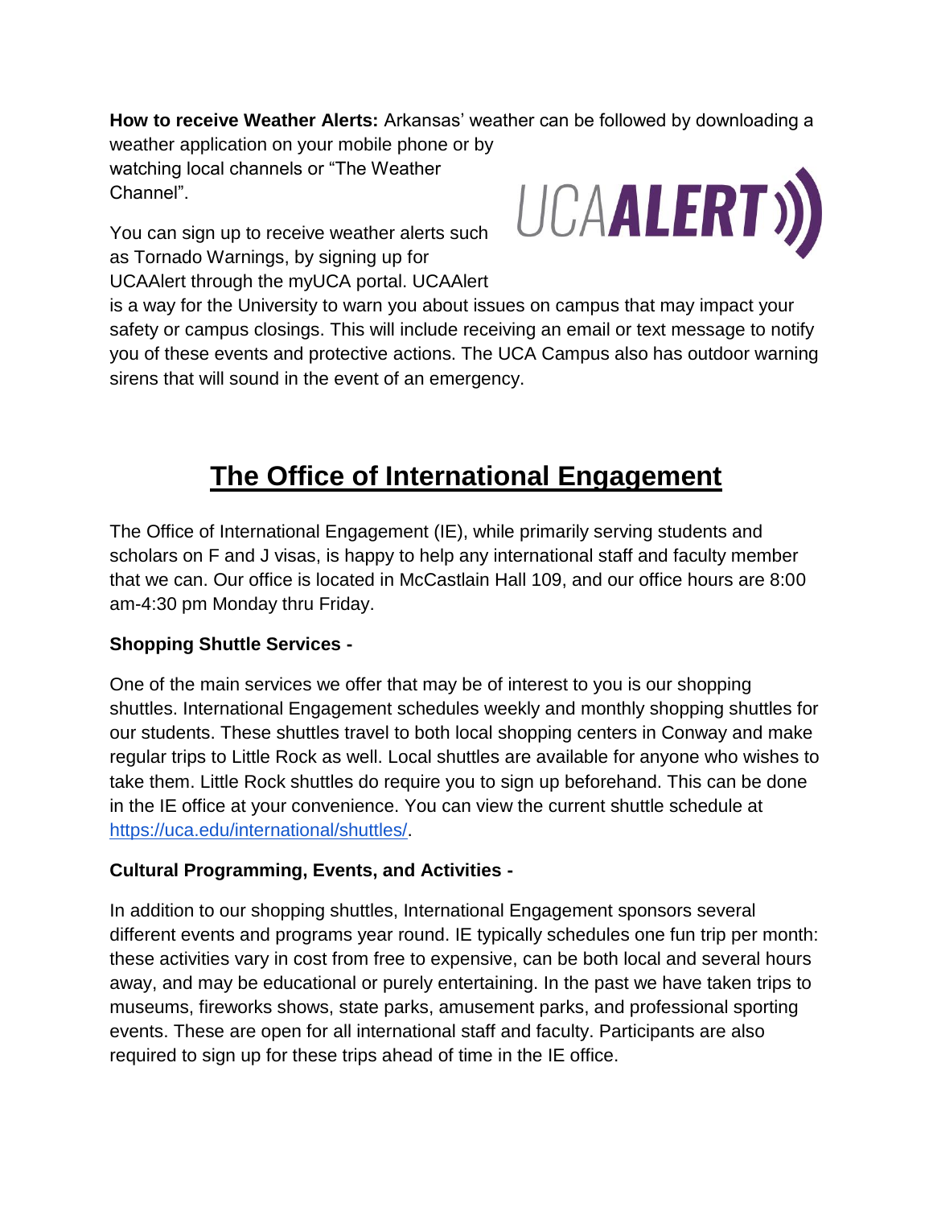**How to receive Weather Alerts:** Arkansas' weather can be followed by downloading a weather application on your mobile phone or by watching local channels or "The Weather Channel".

You can sign up to receive weather alerts such as Tornado Warnings, by signing up for UCAAlert through the myUCA portal. UCAAlert is a way for the University to warn you about issues on campus that may impact your safety or campus closings. This will include receiving an email or text message to notify you of these events and protective actions. The UCA Campus also has outdoor warning sirens that will sound in the event of an emergency.

# The Office of International Engagement

The Office of International Engagement (IE), while primarily serving students and scholars on F and J visas, is happy to help any international staff and faculty member that we can. Our office is located in McCastlain Hall 109, and our office hours are 8:00 am-4:30 pm Monday thru Friday.

**Shopping Shuttle Services -**

One of the main services we offer that may be of interest to you is our shopping shuttles. International Engagement schedules weekly and monthly shopping shuttles for our students. These shuttles travel to both local shopping centers in Conway and make regular trips to Little Rock as well. Local shuttles are available for anyone who wishes to take them. Little Rock shuttles do require you to sign up beforehand. This can be done in the IE office at your convenience. You can view the current shuttle schedule at https://uca.edu/international/shuttles/.

**Cultural Programming, Events, and Activities -**

In addition to our shopping shuttles, International Engagement sponsors several different events and programs year round. IE typically schedules one fun trip per month: these activities vary in cost from free to expensive, can be both local and several hours away, and may be educational or purely entertaining. In the past we have taken trips to museums, fireworks shows, state parks, amusement parks, and professional sporting events. These are open for all international staff and faculty. Participants are also required to sign up for these trips ahead of time in the IE office.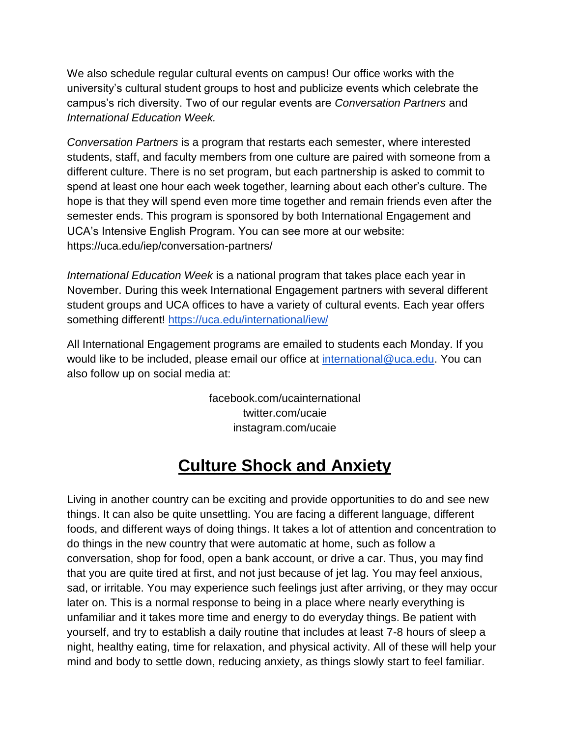We also schedule regular cultural events on campus! Our office works with the university's cultural student groups to host and publicize events which celebrate the campus's rich diversity. Two of our regular events are *Conversation Partners* and *International Education Week.*

*Conversation Partners* is a program that restarts each semester, where interested students, staff, and faculty members from one culture are paired with someone from a different culture. There is no set program, but each partnership is asked to commit to spend at least one hour each week together, learning about each other's culture. The hope is that they will spend even more time together and remain friends even after the semester ends. This program is sponsored by both International Engagement and UCA's Intensive English Program. You can see more at our website: https://uca.edu/iep/conversation-partners/

*International Education Week* is a national program that takes place each year in November. During this week International Engagement partners with several different student groups and UCA offices to have a variety of cultural events. Each year offers something different! [https://uca.edu/international/iew/](https://uca.edu/international/iew/)

All International Engagement programs are emailed to students each Monday. If you would like to be included, please email our office at [international@uca.edu](mailto:international@uca.edu). You can also follow up on social media at:

facebook.com/ucainternational
twitter.com/ucaie
instagram.com/ucaie

## Culture Shock and Anxiety

Living in another country can be exciting and provide opportunities to do and see new things. It can also be quite unsettling. You are facing a different language, different foods, and different ways of doing things. It takes a lot of attention and concentration to do things in the new country that were automatic at home, such as follow a conversation, shop for food, open a bank account, or drive a car. Thus, you may find that you are quite tired at first, and not just because of jet lag. You may feel anxious, sad, or irritable. You may experience such feelings just after arriving, or they may occur later on. This is a normal response to being in a place where nearly everything is unfamiliar and it takes more time and energy to do everyday things. Be patient with yourself, and try to establish a daily routine that includes at least 7-8 hours of sleep a night, healthy eating, time for relaxation, and physical activity. All of these will help your mind and body to settle down, reducing anxiety, as things slowly start to feel familiar.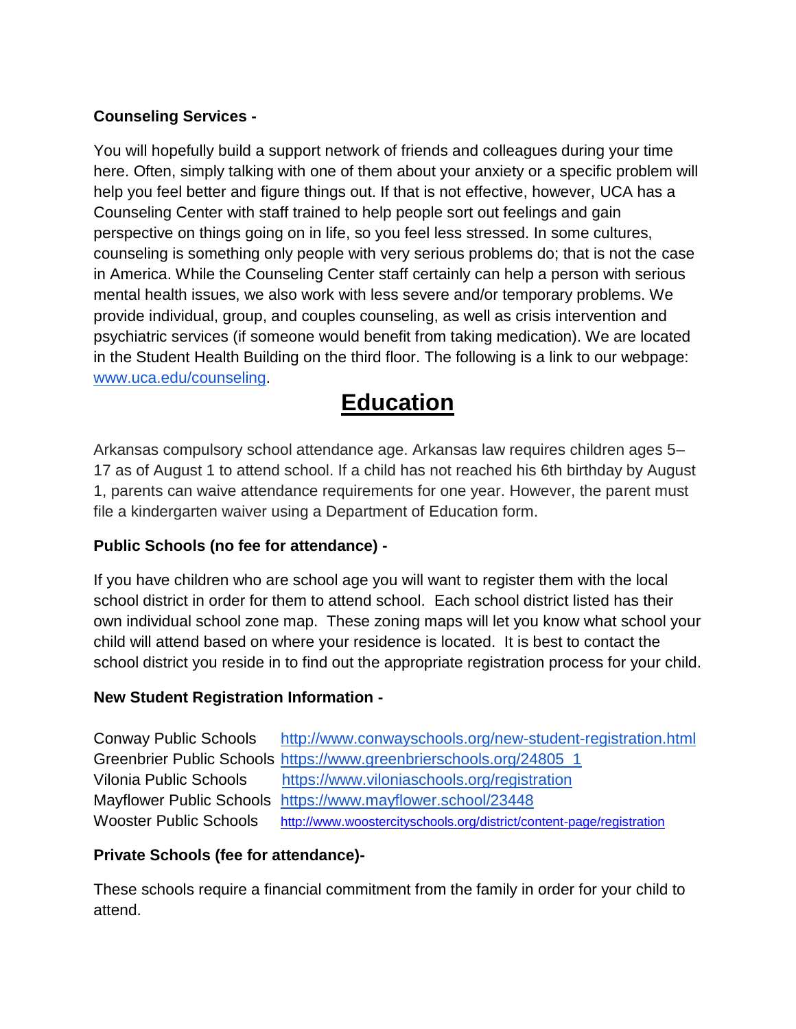**Counseling Services -**

You will hopefully build a support network of friends and colleagues during your time here. Often, simply talking with one of them about your anxiety or a specific problem will help you feel better and figure things out. If that is not effective, however, UCA has a Counseling Center with staff trained to help people sort out feelings and gain perspective on things going on in life, so you feel less stressed. In some cultures, counseling is something only people with very serious problems do; that is not the case in America. While the Counseling Center staff certainly can help a person with serious mental health issues, we also work with less severe and/or temporary problems. We provide individual, group, and couples counseling, as well as crisis intervention and psychiatric services (if someone would benefit from taking medication). We are located in the Student Health Building on the third floor. The following is a link to our webpage: www.uca.edu/counseling.

# Education

Arkansas compulsory school attendance age. Arkansas law requires children ages 5–17 as of August 1 to attend school. If a child has not reached his 6th birthday by August 1, parents can waive attendance requirements for one year. However, the parent must file a kindergarten waiver using a Department of Education form.

**Public Schools (no fee for attendance) -**

If you have children who are school age you will want to register them with the local school district in order for them to attend school. Each school district listed has their own individual school zone map. These zoning maps will let you know what school your child will attend based on where your residence is located. It is best to contact the school district you reside in to find out the appropriate registration process for your child.

**New Student Registration Information -**

| | |
|---|---|
| Conway Public Schools | http://www.conwayschools.org/new-student-registration.html |
| Greenbrier Public Schools | https://www.greenbrierschools.org/24805_1 |
| Vilonia Public Schools | https://www.viloniaschools.org/registration |
| Mayflower Public Schools | https://www.mayflower.school/23448 |
| Wooster Public Schools | http://www.woostercityschools.org/district/content-page/registration |

**Private Schools (fee for attendance)-**

These schools require a financial commitment from the family in order for your child to attend.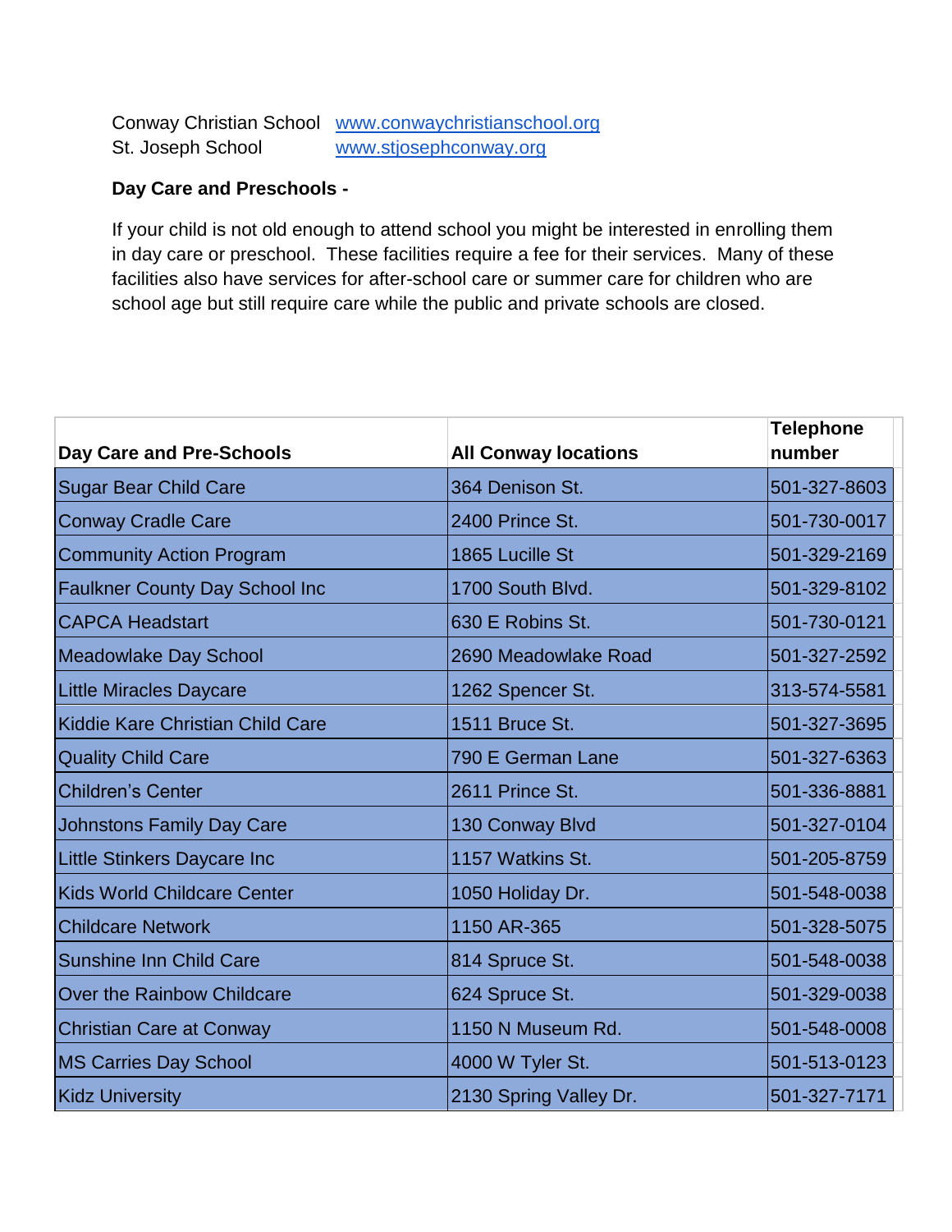Conway Christian School [www.conwaychristianschool.org](http://www.conwaychristianschool.org)
St. Joseph School [www.stjosephconway.org](http://www.stjosephconway.org)

**Day Care and Preschools -**

If your child is not old enough to attend school you might be interested in enrolling them in day care or preschool. These facilities require a fee for their services. Many of these facilities also have services for after-school care or summer care for children who are school age but still require care while the public and private schools are closed.

| Day Care and Pre-Schools | All Conway locations | Telephone number |
|---|---|---|
| Sugar Bear Child Care | 364 Denison St. | 501-327-8603 |
| Conway Cradle Care | 2400 Prince St. | 501-730-0017 |
| Community Action Program | 1865 Lucille St | 501-329-2169 |
| Faulkner County Day School Inc | 1700 South Blvd. | 501-329-8102 |
| CAPCA Headstart | 630 E Robins St. | 501-730-0121 |
| Meadowlake Day School | 2690 Meadowlake Road | 501-327-2592 |
| Little Miracles Daycare | 1262 Spencer St. | 313-574-5581 |
| Kiddie Kare Christian Child Care | 1511 Bruce St. | 501-327-3695 |
| Quality Child Care | 790 E German Lane | 501-327-6363 |
| Children's Center | 2611 Prince St. | 501-336-8881 |
| Johnstons Family Day Care | 130 Conway Blvd | 501-327-0104 |
| Little Stinkers Daycare Inc | 1157 Watkins St. | 501-205-8759 |
| Kids World Childcare Center | 1050 Holiday Dr. | 501-548-0038 |
| Childcare Network | 1150 AR-365 | 501-328-5075 |
| Sunshine Inn Child Care | 814 Spruce St. | 501-548-0038 |
| Over the Rainbow Childcare | 624 Spruce St. | 501-329-0038 |
| Christian Care at Conway | 1150 N Museum Rd. | 501-548-0008 |
| MS Carries Day School | 4000 W Tyler St. | 501-513-0123 |
| Kidz University | 2130 Spring Valley Dr. | 501-327-7171 |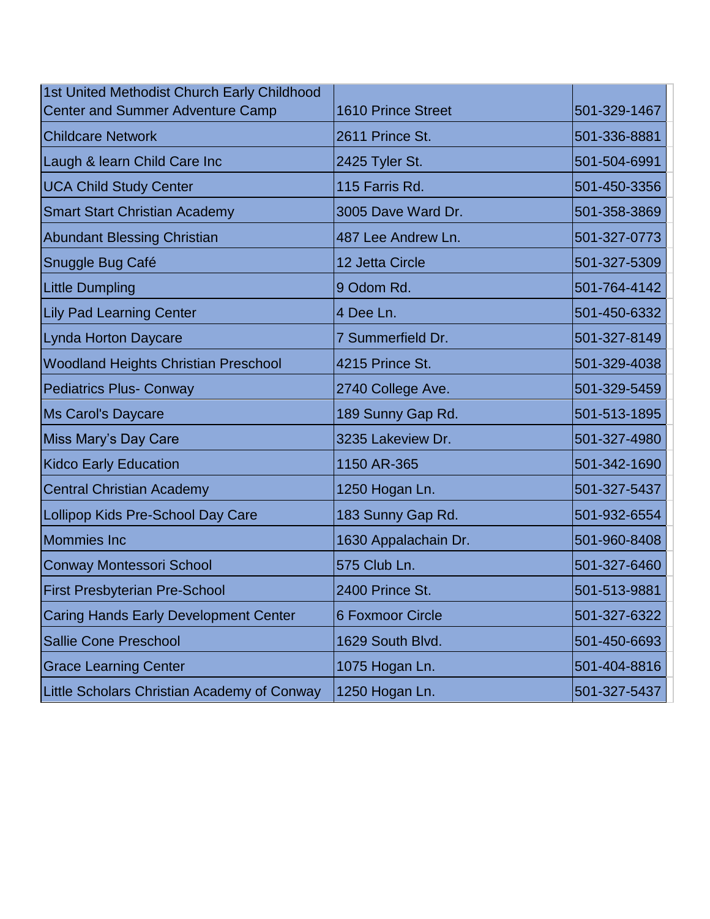| | | |
|---|---|---|
| 1st United Methodist Church Early Childhood Center and Summer Adventure Camp | 1610 Prince Street | 501-329-1467 |
| Childcare Network | 2611 Prince St. | 501-336-8881 |
| Laugh & learn Child Care Inc | 2425 Tyler St. | 501-504-6991 |
| UCA Child Study Center | 115 Farris Rd. | 501-450-3356 |
| Smart Start Christian Academy | 3005 Dave Ward Dr. | 501-358-3869 |
| Abundant Blessing Christian | 487 Lee Andrew Ln. | 501-327-0773 |
| Snuggle Bug Café | 12 Jetta Circle | 501-327-5309 |
| Little Dumpling | 9 Odom Rd. | 501-764-4142 |
| Lily Pad Learning Center | 4 Dee Ln. | 501-450-6332 |
| Lynda Horton Daycare | 7 Summerfield Dr. | 501-327-8149 |
| Woodland Heights Christian Preschool | 4215 Prince St. | 501-329-4038 |
| Pediatrics Plus- Conway | 2740 College Ave. | 501-329-5459 |
| Ms Carol's Daycare | 189 Sunny Gap Rd. | 501-513-1895 |
| Miss Mary's Day Care | 3235 Lakeview Dr. | 501-327-4980 |
| Kidco Early Education | 1150 AR-365 | 501-342-1690 |
| Central Christian Academy | 1250 Hogan Ln. | 501-327-5437 |
| Lollipop Kids Pre-School Day Care | 183 Sunny Gap Rd. | 501-932-6554 |
| Mommies Inc | 1630 Appalachain Dr. | 501-960-8408 |
| Conway Montessori School | 575 Club Ln. | 501-327-6460 |
| First Presbyterian Pre-School | 2400 Prince St. | 501-513-9881 |
| Caring Hands Early Development Center | 6 Foxmoor Circle | 501-327-6322 |
| Sallie Cone Preschool | 1629 South Blvd. | 501-450-6693 |
| Grace Learning Center | 1075 Hogan Ln. | 501-404-8816 |
| Little Scholars Christian Academy of Conway | 1250 Hogan Ln. | 501-327-5437 |